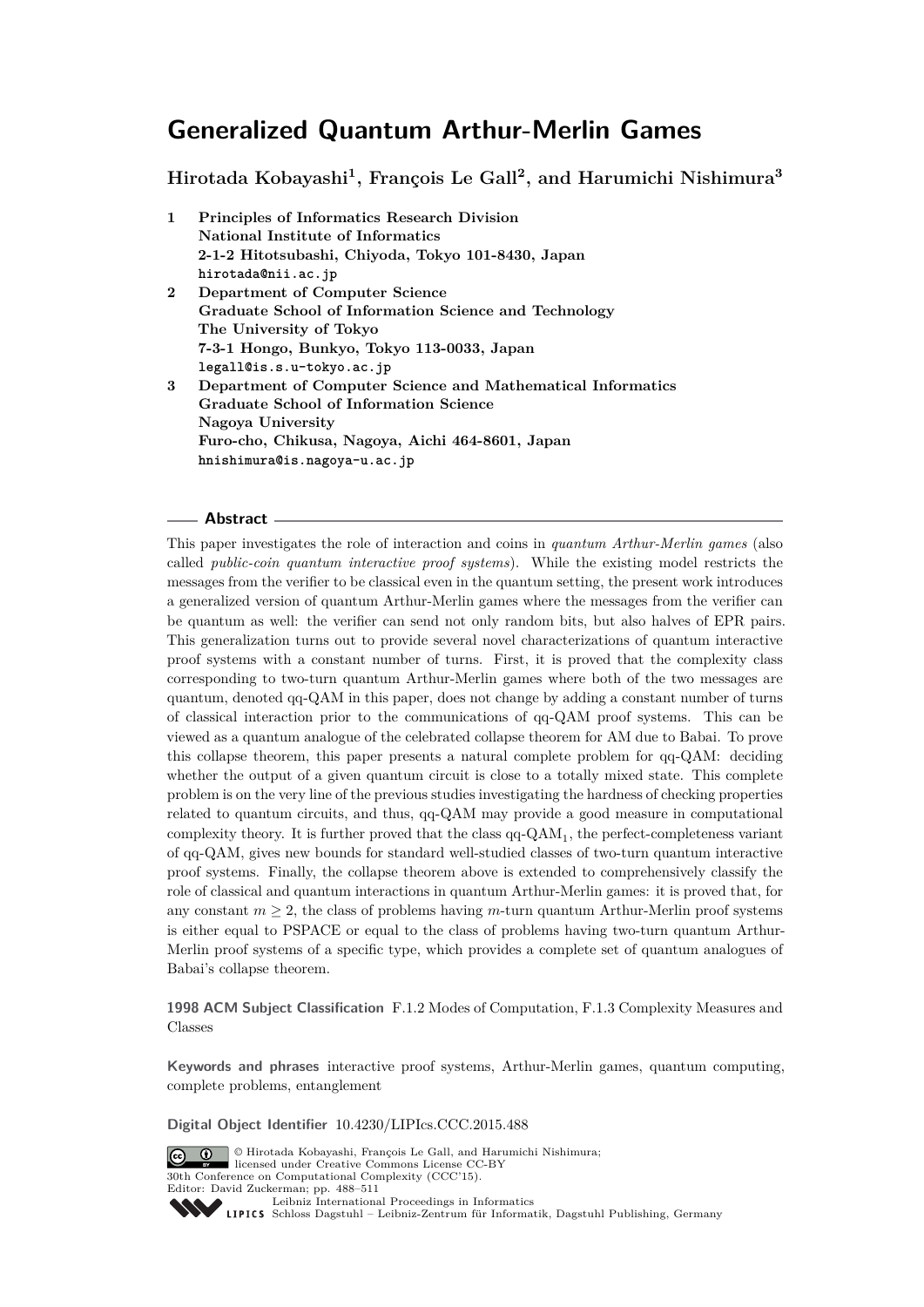# Generalized Quantum Arthur-Merlin Games

**Hirotada Kobayashi[1], François Le Gall[2], and Harumichi Nishimura[3]**

1. **Principles of Informatics Research Division**
   **National Institute of Informatics**
   **2-1-2 Hitotsubashi, Chiyoda, Tokyo 101-8430, Japan**
   hirotada@nii.ac.jp
2. **Department of Computer Science**
   **Graduate School of Information Science and Technology**
   **The University of Tokyo**
   **7-3-1 Hongo, Bunkyo, Tokyo 113-0033, Japan**
   legall@is.s.u-tokyo.ac.jp
3. **Department of Computer Science and Mathematical Informatics**
   **Graduate School of Information Science**
   **Nagoya University**
   **Furo-cho, Chikusa, Nagoya, Aichi 464-8601, Japan**
   hnishimura@is.nagoya-u.ac.jp

## Abstract

This paper investigates the role of interaction and coins in *quantum Arthur-Merlin games* (also called *public-coin quantum interactive proof systems*). While the existing model restricts the messages from the verifier to be classical even in the quantum setting, the present work introduces a generalized version of quantum Arthur-Merlin games where the messages from the verifier can be quantum as well: the verifier can send not only random bits, but also halves of EPR pairs. This generalization turns out to provide several novel characterizations of quantum interactive proof systems with a constant number of turns. First, it is proved that the complexity class corresponding to two-turn quantum Arthur-Merlin games where both of the two messages are quantum, denoted qq-QAM in this paper, does not change by adding a constant number of turns of classical interaction prior to the communications of qq-QAM proof systems. This can be viewed as a quantum analogue of the celebrated collapse theorem for AM due to Babai. To prove this collapse theorem, this paper presents a natural complete problem for qq-QAM: deciding whether the output of a given quantum circuit is close to a totally mixed state. This complete problem is on the very line of the previous studies investigating the hardness of checking properties related to quantum circuits, and thus, qq-QAM may provide a good measure in computational complexity theory. It is further proved that the class qq-$\mathrm{QAM}_1$, the perfect-completeness variant of qq-QAM, gives new bounds for standard well-studied classes of two-turn quantum interactive proof systems. Finally, the collapse theorem above is extended to comprehensively classify the role of classical and quantum interactions in quantum Arthur-Merlin games: it is proved that, for any constant $m \geq 2$, the class of problems having $m$-turn quantum Arthur-Merlin proof systems is either equal to PSPACE or equal to the class of problems having two-turn quantum Arthur-Merlin proof systems of a specific type, which provides a complete set of quantum analogues of Babai's collapse theorem.

**1998 ACM Subject Classification** F.1.2 Modes of Computation, F.1.3 Complexity Measures and Classes

**Keywords and phrases** interactive proof systems, Arthur-Merlin games, quantum computing, complete problems, entanglement

**Digital Object Identifier** 10.4230/LIPIcs.CCC.2015.488

© Hirotada Kobayashi, François Le Gall, and Harumichi Nishimura;
licensed under Creative Commons License CC-BY
30th Conference on Computational Complexity (CCC'15).
Editor: David Zuckerman; pp. 488–511
Leibniz International Proceedings in Informatics
Schloss Dagstuhl – Leibniz-Zentrum für Informatik, Dagstuhl Publishing, Germany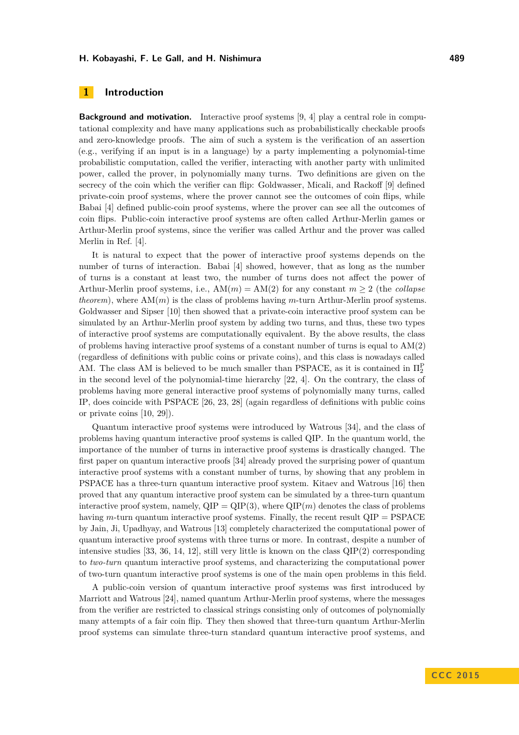## 1 Introduction

**Background and motivation.** Interactive proof systems [9, 4] play a central role in computational complexity and have many applications such as probabilistically checkable proofs and zero-knowledge proofs. The aim of such a system is the verification of an assertion (e.g., verifying if an input is in a language) by a party implementing a polynomial-time probabilistic computation, called the verifier, interacting with another party with unlimited power, called the prover, in polynomially many turns. Two definitions are given on the secrecy of the coin which the verifier can flip: Goldwasser, Micali, and Rackoff [9] defined private-coin proof systems, where the prover cannot see the outcomes of coin flips, while Babai [4] defined public-coin proof systems, where the prover can see all the outcomes of coin flips. Public-coin interactive proof systems are often called Arthur-Merlin games or Arthur-Merlin proof systems, since the verifier was called Arthur and the prover was called Merlin in Ref. [4].

It is natural to expect that the power of interactive proof systems depends on the number of turns of interaction. Babai [4] showed, however, that as long as the number of turns is a constant at least two, the number of turns does not affect the power of Arthur-Merlin proof systems, i.e., $\mathrm{AM}(m) = \mathrm{AM}(2)$ for any constant $m \geq 2$ (the *collapse theorem*), where $\mathrm{AM}(m)$ is the class of problems having $m$-turn Arthur-Merlin proof systems. Goldwasser and Sipser [10] then showed that a private-coin interactive proof system can be simulated by an Arthur-Merlin proof system by adding two turns, and thus, these two types of interactive proof systems are computationally equivalent. By the above results, the class of problems having interactive proof systems of a constant number of turns is equal to $\mathrm{AM}(2)$ (regardless of definitions with public coins or private coins), and this class is nowadays called AM. The class AM is believed to be much smaller than PSPACE, as it is contained in $\Pi_2^{\mathrm{P}}$ in the second level of the polynomial-time hierarchy [22, 4]. On the contrary, the class of problems having more general interactive proof systems of polynomially many turns, called IP, does coincide with PSPACE [26, 23, 28] (again regardless of definitions with public coins or private coins [10, 29]).

Quantum interactive proof systems were introduced by Watrous [34], and the class of problems having quantum interactive proof systems is called QIP. In the quantum world, the importance of the number of turns in interactive proof systems is drastically changed. The first paper on quantum interactive proofs [34] already proved the surprising power of quantum interactive proof systems with a constant number of turns, by showing that any problem in PSPACE has a three-turn quantum interactive proof system. Kitaev and Watrous [16] then proved that any quantum interactive proof system can be simulated by a three-turn quantum interactive proof system, namely, $\mathrm{QIP} = \mathrm{QIP}(3)$, where $\mathrm{QIP}(m)$ denotes the class of problems having $m$-turn quantum interactive proof systems. Finally, the recent result $\mathrm{QIP} = \mathrm{PSPACE}$ by Jain, Ji, Upadhyay, and Watrous [13] completely characterized the computational power of quantum interactive proof systems with three turns or more. In contrast, despite a number of intensive studies [33, 36, 14, 12], still very little is known on the class $\mathrm{QIP}(2)$ corresponding to *two-turn* quantum interactive proof systems, and characterizing the computational power of two-turn quantum interactive proof systems is one of the main open problems in this field.

A public-coin version of quantum interactive proof systems was first introduced by Marriott and Watrous [24], named quantum Arthur-Merlin proof systems, where the messages from the verifier are restricted to classical strings consisting only of outcomes of polynomially many attempts of a fair coin flip. They then showed that three-turn quantum Arthur-Merlin proof systems can simulate three-turn standard quantum interactive proof systems, and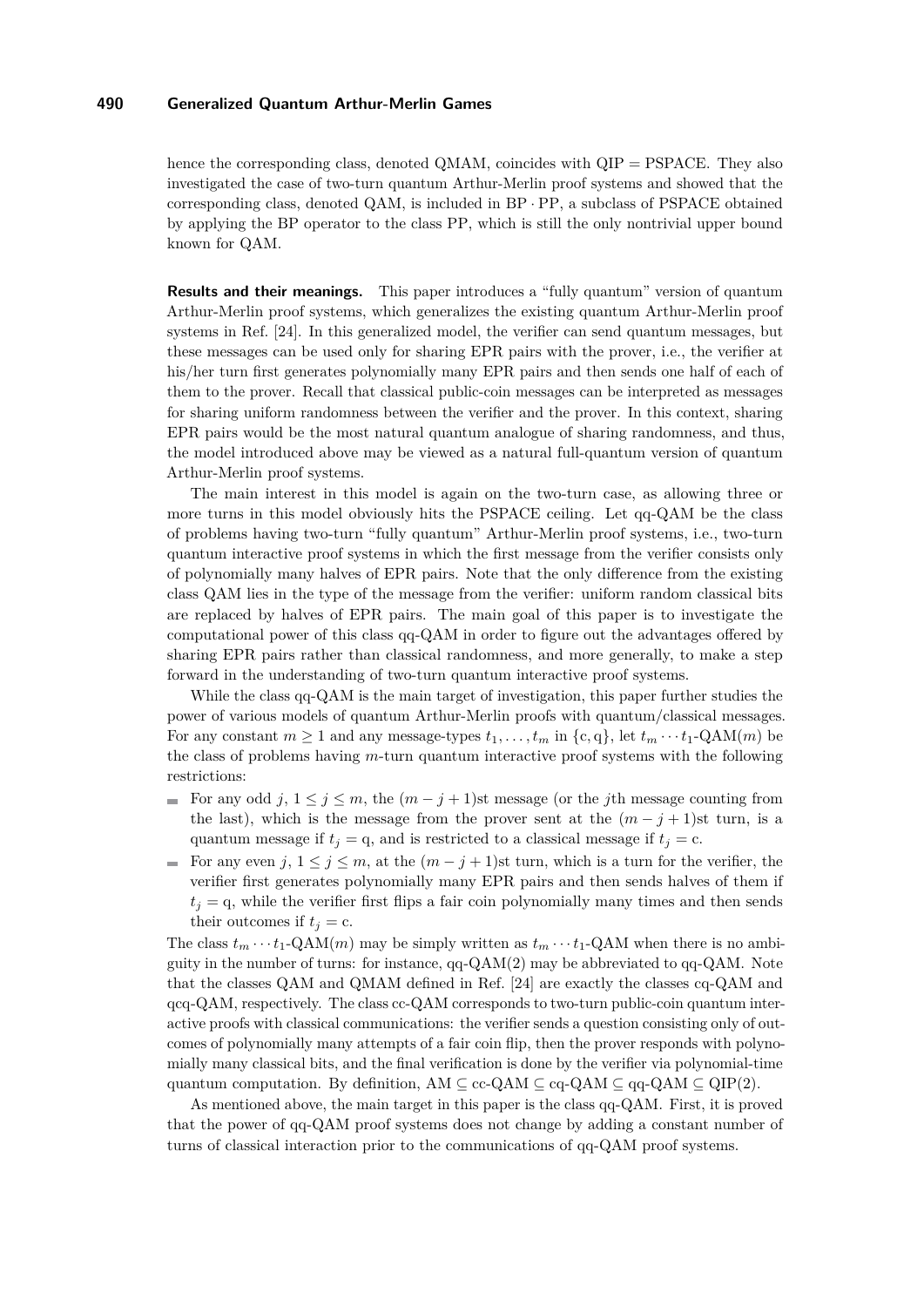hence the corresponding class, denoted QMAM, coincides with QIP = PSPACE. They also investigated the case of two-turn quantum Arthur-Merlin proof systems and showed that the corresponding class, denoted QAM, is included in $\mathrm{BP} \cdot \mathrm{PP}$, a subclass of PSPACE obtained by applying the BP operator to the class PP, which is still the only nontrivial upper bound known for QAM.

**Results and their meanings.** This paper introduces a "fully quantum" version of quantum Arthur-Merlin proof systems, which generalizes the existing quantum Arthur-Merlin proof systems in Ref. [24]. In this generalized model, the verifier can send quantum messages, but these messages can be used only for sharing EPR pairs with the prover, i.e., the verifier at his/her turn first generates polynomially many EPR pairs and then sends one half of each of them to the prover. Recall that classical public-coin messages can be interpreted as messages for sharing uniform randomness between the verifier and the prover. In this context, sharing EPR pairs would be the most natural quantum analogue of sharing randomness, and thus, the model introduced above may be viewed as a natural full-quantum version of quantum Arthur-Merlin proof systems.

The main interest in this model is again on the two-turn case, as allowing three or more turns in this model obviously hits the PSPACE ceiling. Let qq-QAM be the class of problems having two-turn "fully quantum" Arthur-Merlin proof systems, i.e., two-turn quantum interactive proof systems in which the first message from the verifier consists only of polynomially many halves of EPR pairs. Note that the only difference from the existing class QAM lies in the type of the message from the verifier: uniform random classical bits are replaced by halves of EPR pairs. The main goal of this paper is to investigate the computational power of this class qq-QAM in order to figure out the advantages offered by sharing EPR pairs rather than classical randomness, and more generally, to make a step forward in the understanding of two-turn quantum interactive proof systems.

While the class qq-QAM is the main target of investigation, this paper further studies the power of various models of quantum Arthur-Merlin proofs with quantum/classical messages. For any constant $m \geq 1$ and any message-types $t_1, \ldots, t_m$ in $\{\mathrm{c}, \mathrm{q}\}$, let $t_m \cdots t_1$-QAM$(m)$ be the class of problems having $m$-turn quantum interactive proof systems with the following restrictions:

- For any odd $j$, $1 \leq j \leq m$, the $(m-j+1)$st message (or the $j$th message counting from the last), which is the message from the prover sent at the $(m-j+1)$st turn, is a quantum message if $t_j = \mathrm{q}$, and is restricted to a classical message if $t_j = \mathrm{c}$.
- For any even $j$, $1 \leq j \leq m$, at the $(m-j+1)$st turn, which is a turn for the verifier, the verifier first generates polynomially many EPR pairs and then sends halves of them if $t_j = \mathrm{q}$, while the verifier first flips a fair coin polynomially many times and then sends their outcomes if $t_j = \mathrm{c}$.

The class $t_m \cdots t_1$-QAM$(m)$ may be simply written as $t_m \cdots t_1$-QAM when there is no ambiguity in the number of turns: for instance, qq-QAM(2) may be abbreviated to qq-QAM. Note that the classes QAM and QMAM defined in Ref. [24] are exactly the classes cq-QAM and qcq-QAM, respectively. The class cc-QAM corresponds to two-turn public-coin quantum interactive proofs with classical communications: the verifier sends a question consisting only of outcomes of polynomially many attempts of a fair coin flip, then the prover responds with polynomially many classical bits, and the final verification is done by the verifier via polynomial-time quantum computation. By definition, $\mathrm{AM} \subseteq \text{cc-QAM} \subseteq \text{cq-QAM} \subseteq \text{qq-QAM} \subseteq \mathrm{QIP}(2)$.

As mentioned above, the main target in this paper is the class qq-QAM. First, it is proved that the power of qq-QAM proof systems does not change by adding a constant number of turns of classical interaction prior to the communications of qq-QAM proof systems.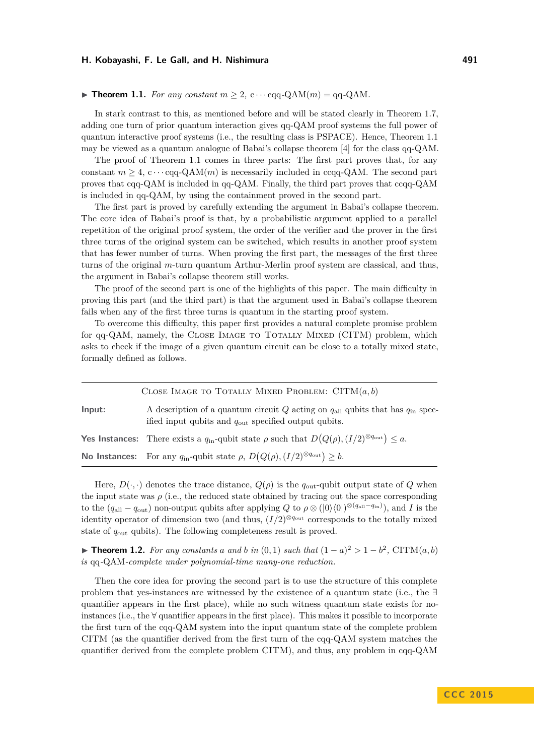▶ **Theorem 1.1.** *For any constant $m \geq 2$, $\mathrm{c}\cdots\mathrm{cqq\text{-}QAM}(m) = \mathrm{qq\text{-}QAM}$.*

In stark contrast to this, as mentioned before and will be stated clearly in Theorem 1.7, adding one turn of prior quantum interaction gives qq-QAM proof systems the full power of quantum interactive proof systems (i.e., the resulting class is PSPACE). Hence, Theorem 1.1 may be viewed as a quantum analogue of Babai's collapse theorem [4] for the class qq-QAM.

The proof of Theorem 1.1 comes in three parts: The first part proves that, for any constant $m \geq 4$, $\mathrm{c}\cdots\mathrm{cqq\text{-}QAM}(m)$ is necessarily included in ccqq-QAM. The second part proves that cqq-QAM is included in qq-QAM. Finally, the third part proves that ccqq-QAM is included in qq-QAM, by using the containment proved in the second part.

The first part is proved by carefully extending the argument in Babai's collapse theorem. The core idea of Babai's proof is that, by a probabilistic argument applied to a parallel repetition of the original proof system, the order of the verifier and the prover in the first three turns of the original system can be switched, which results in another proof system that has fewer number of turns. When proving the first part, the messages of the first three turns of the original $m$-turn quantum Arthur-Merlin proof system are classical, and thus, the argument in Babai's collapse theorem still works.

The proof of the second part is one of the highlights of this paper. The main difficulty in proving this part (and the third part) is that the argument used in Babai's collapse theorem fails when any of the first three turns is quantum in the starting proof system.

To overcome this difficulty, this paper first provides a natural complete promise problem for qq-QAM, namely, the Close Image to Totally Mixed (CITM) problem, which asks to check if the image of a given quantum circuit can be close to a totally mixed state, formally defined as follows.

---

Close Image to Totally Mixed Problem: $\mathrm{CITM}(a, b)$

**Input:** A description of a quantum circuit $Q$ acting on $q_{\mathrm{all}}$ qubits that has $q_{\mathrm{in}}$ specified input qubits and $q_{\mathrm{out}}$ specified output qubits.

**Yes Instances:** There exists a $q_{\mathrm{in}}$-qubit state $\rho$ such that $D\big(Q(\rho), (I/2)^{\otimes q_{\mathrm{out}}}\big) \leq a$.

**No Instances:** For any $q_{\mathrm{in}}$-qubit state $\rho$, $D\big(Q(\rho), (I/2)^{\otimes q_{\mathrm{out}}}\big) \geq b$.

---

Here, $D(\cdot,\cdot)$ denotes the trace distance, $Q(\rho)$ is the $q_{\mathrm{out}}$-qubit output state of $Q$ when the input state was $\rho$ (i.e., the reduced state obtained by tracing out the space corresponding to the $(q_{\mathrm{all}} - q_{\mathrm{out}})$ non-output qubits after applying $Q$ to $\rho \otimes (|0\rangle\langle 0|)^{\otimes (q_{\mathrm{all}} - q_{\mathrm{in}})}$), and $I$ is the identity operator of dimension two (and thus, $(I/2)^{\otimes q_{\mathrm{out}}}$ corresponds to the totally mixed state of $q_{\mathrm{out}}$ qubits). The following completeness result is proved.

▶ **Theorem 1.2.** *For any constants $a$ and $b$ in $(0, 1)$ such that $(1-a)^2 > 1 - b^2$, $\mathrm{CITM}(a, b)$ is qq-QAM-complete under polynomial-time many-one reduction.*

Then the core idea for proving the second part is to use the structure of this complete problem that yes-instances are witnessed by the existence of a quantum state (i.e., the $\exists$ quantifier appears in the first place), while no such witness quantum state exists for no-instances (i.e., the $\forall$ quantifier appears in the first place). This makes it possible to incorporate the first turn of the cqq-QAM system into the input quantum state of the complete problem CITM (as the quantifier derived from the first turn of the cqq-QAM system matches the quantifier derived from the complete problem CITM), and thus, any problem in cqq-QAM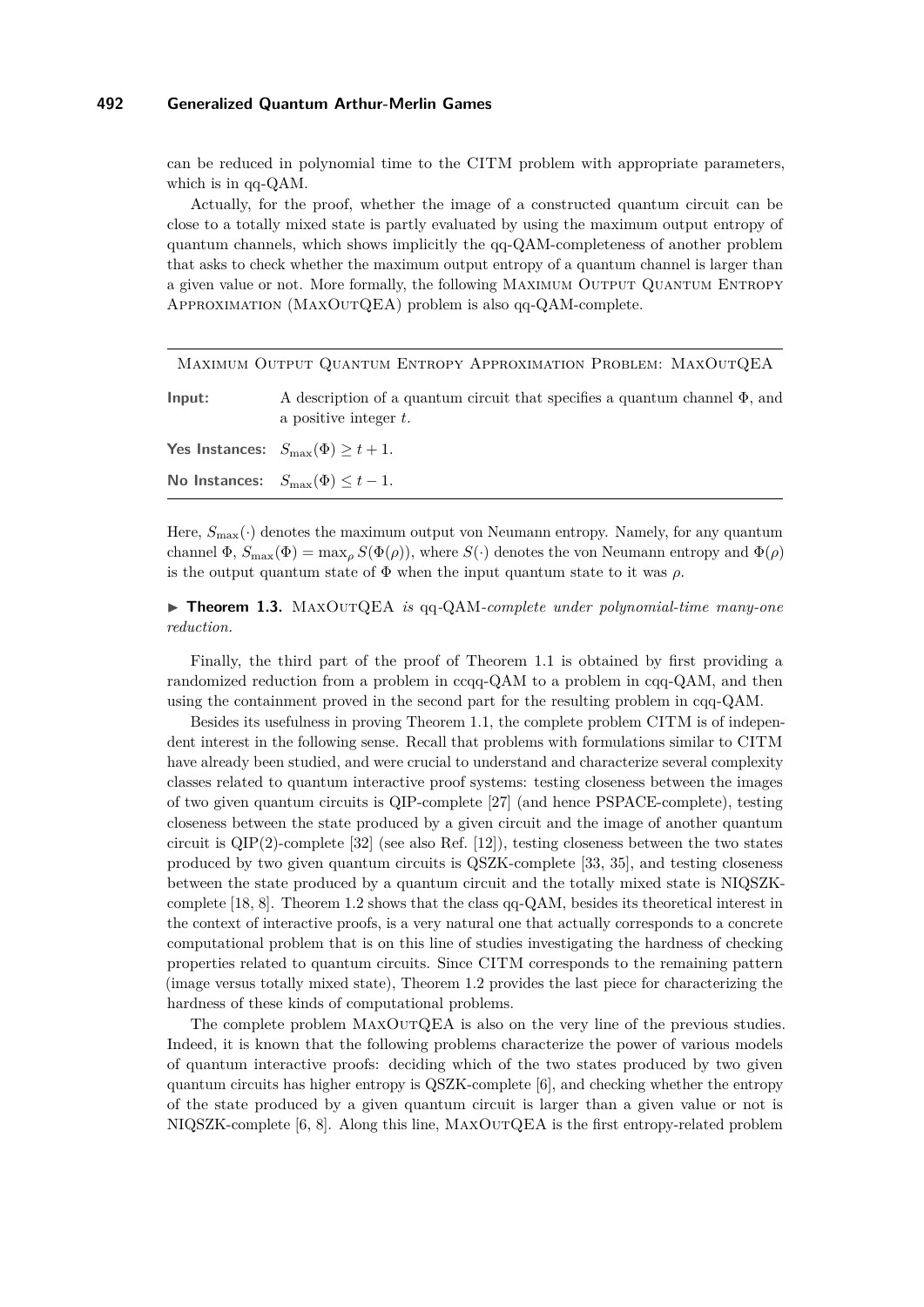can be reduced in polynomial time to the CITM problem with appropriate parameters, which is in qq-QAM.

Actually, for the proof, whether the image of a constructed quantum circuit can be close to a totally mixed state is partly evaluated by using the maximum output entropy of quantum channels, which shows implicitly the qq-QAM-completeness of another problem that asks to check whether the maximum output entropy of a quantum channel is larger than a given value or not. More formally, the following Maximum Output Quantum Entropy Approximation (MaxOutQEA) problem is also qq-QAM-complete.

---

Maximum Output Quantum Entropy Approximation Problem: MaxOutQEA

**Input:** A description of a quantum circuit that specifies a quantum channel $\Phi$, and a positive integer $t$.

**Yes Instances:** $S_{\max}(\Phi) \geq t + 1$.

**No Instances:** $S_{\max}(\Phi) \leq t - 1$.

---

Here, $S_{\max}(\cdot)$ denotes the maximum output von Neumann entropy. Namely, for any quantum channel $\Phi$, $S_{\max}(\Phi) = \max_{\rho} S(\Phi(\rho))$, where $S(\cdot)$ denotes the von Neumann entropy and $\Phi(\rho)$ is the output quantum state of $\Phi$ when the input quantum state to it was $\rho$.

▶ **Theorem 1.3.** MaxOutQEA *is* qq-QAM-*complete under polynomial-time many-one reduction.*

Finally, the third part of the proof of Theorem 1.1 is obtained by first providing a randomized reduction from a problem in ccqq-QAM to a problem in cqq-QAM, and then using the containment proved in the second part for the resulting problem in cqq-QAM.

Besides its usefulness in proving Theorem 1.1, the complete problem CITM is of independent interest in the following sense. Recall that problems with formulations similar to CITM have already been studied, and were crucial to understand and characterize several complexity classes related to quantum interactive proof systems: testing closeness between the images of two given quantum circuits is QIP-complete [27] (and hence PSPACE-complete), testing closeness between the state produced by a given circuit and the image of another quantum circuit is QIP(2)-complete [32] (see also Ref. [12]), testing closeness between the two states produced by two given quantum circuits is QSZK-complete [33, 35], and testing closeness between the state produced by a quantum circuit and the totally mixed state is NIQSZK-complete [18, 8]. Theorem 1.2 shows that the class qq-QAM, besides its theoretical interest in the context of interactive proofs, is a very natural one that actually corresponds to a concrete computational problem that is on this line of studies investigating the hardness of checking properties related to quantum circuits. Since CITM corresponds to the remaining pattern (image versus totally mixed state), Theorem 1.2 provides the last piece for characterizing the hardness of these kinds of computational problems.

The complete problem MaxOutQEA is also on the very line of the previous studies. Indeed, it is known that the following problems characterize the power of various models of quantum interactive proofs: deciding which of the two states produced by two given quantum circuits has higher entropy is QSZK-complete [6], and checking whether the entropy of the state produced by a given quantum circuit is larger than a given value or not is NIQSZK-complete [6, 8]. Along this line, MaxOutQEA is the first entropy-related problem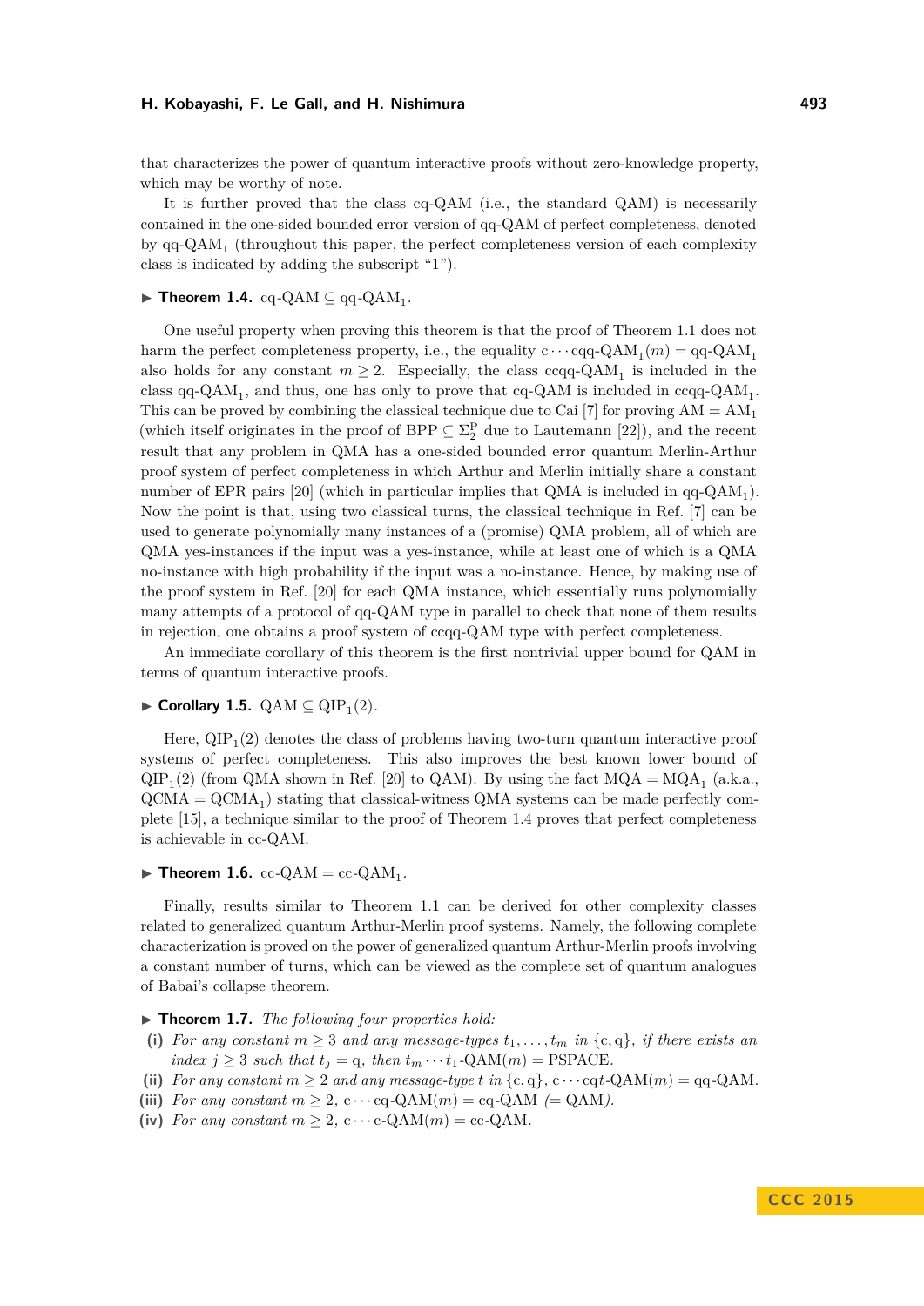that characterizes the power of quantum interactive proofs without zero-knowledge property, which may be worthy of note.

It is further proved that the class cq-QAM (i.e., the standard QAM) is necessarily contained in the one-sided bounded error version of qq-QAM of perfect completeness, denoted by $\mathrm{qq\text{-}QAM}_1$ (throughout this paper, the perfect completeness version of each complexity class is indicated by adding the subscript "1").

▶ **Theorem 1.4.** $\mathrm{cq\text{-}QAM} \subseteq \mathrm{qq\text{-}QAM}_1$.

One useful property when proving this theorem is that the proof of Theorem 1.1 does not harm the perfect completeness property, i.e., the equality $\mathrm{c \cdots cqq\text{-}QAM}_1(m) = \mathrm{qq\text{-}QAM}_1$ also holds for any constant $m \geq 2$. Especially, the class $\mathrm{ccqq\text{-}QAM}_1$ is included in the class $\mathrm{qq\text{-}QAM}_1$, and thus, one has only to prove that cq-QAM is included in $\mathrm{ccqq\text{-}QAM}_1$. This can be proved by combining the classical technique due to Cai [7] for proving $\mathrm{AM} = \mathrm{AM}_1$ (which itself originates in the proof of $\mathrm{BPP} \subseteq \Sigma_2^{\mathrm{P}}$ due to Lautemann [22]), and the recent result that any problem in QMA has a one-sided bounded error quantum Merlin-Arthur proof system of perfect completeness in which Arthur and Merlin initially share a constant number of EPR pairs [20] (which in particular implies that QMA is included in $\mathrm{qq\text{-}QAM}_1$). Now the point is that, using two classical turns, the classical technique in Ref. [7] can be used to generate polynomially many instances of a (promise) QMA problem, all of which are QMA yes-instances if the input was a yes-instance, while at least one of which is a QMA no-instance with high probability if the input was a no-instance. Hence, by making use of the proof system in Ref. [20] for each QMA instance, which essentially runs polynomially many attempts of a protocol of qq-QAM type in parallel to check that none of them results in rejection, one obtains a proof system of ccqq-QAM type with perfect completeness.

An immediate corollary of this theorem is the first nontrivial upper bound for QAM in terms of quantum interactive proofs.

▶ **Corollary 1.5.** $\mathrm{QAM} \subseteq \mathrm{QIP}_1(2)$.

Here, $\mathrm{QIP}_1(2)$ denotes the class of problems having two-turn quantum interactive proof systems of perfect completeness. This also improves the best known lower bound of $\mathrm{QIP}_1(2)$ (from QMA shown in Ref. [20] to QAM). By using the fact $\mathrm{MQA} = \mathrm{MQA}_1$ (a.k.a., $\mathrm{QCMA} = \mathrm{QCMA}_1$) stating that classical-witness QMA systems can be made perfectly complete [15], a technique similar to the proof of Theorem 1.4 proves that perfect completeness is achievable in cc-QAM.

▶ **Theorem 1.6.** $\mathrm{cc\text{-}QAM} = \mathrm{cc\text{-}QAM}_1$.

Finally, results similar to Theorem 1.1 can be derived for other complexity classes related to generalized quantum Arthur-Merlin proof systems. Namely, the following complete characterization is proved on the power of generalized quantum Arthur-Merlin proofs involving a constant number of turns, which can be viewed as the complete set of quantum analogues of Babai's collapse theorem.

▶ **Theorem 1.7.** *The following four properties hold:*

**(i)** *For any constant $m \geq 3$ and any message-types $t_1, \ldots, t_m$ in $\{\mathrm{c}, \mathrm{q}\}$, if there exists an index $j \geq 3$ such that $t_j = \mathrm{q}$, then $t_m \cdots t_1\text{-}\mathrm{QAM}(m) = \mathrm{PSPACE}$.*

**(ii)** *For any constant $m \geq 2$ and any message-type $t$ in $\{\mathrm{c}, \mathrm{q}\}$, $\mathrm{c \cdots cq}t\text{-}\mathrm{QAM}(m) = \mathrm{qq\text{-}QAM}$.*

**(iii)** *For any constant $m \geq 2$, $\mathrm{c \cdots cq\text{-}QAM}(m) = \mathrm{cq\text{-}QAM}$ $(= \mathrm{QAM})$.*

**(iv)** *For any constant $m \geq 2$, $\mathrm{c \cdots c\text{-}QAM}(m) = \mathrm{cc\text{-}QAM}$.*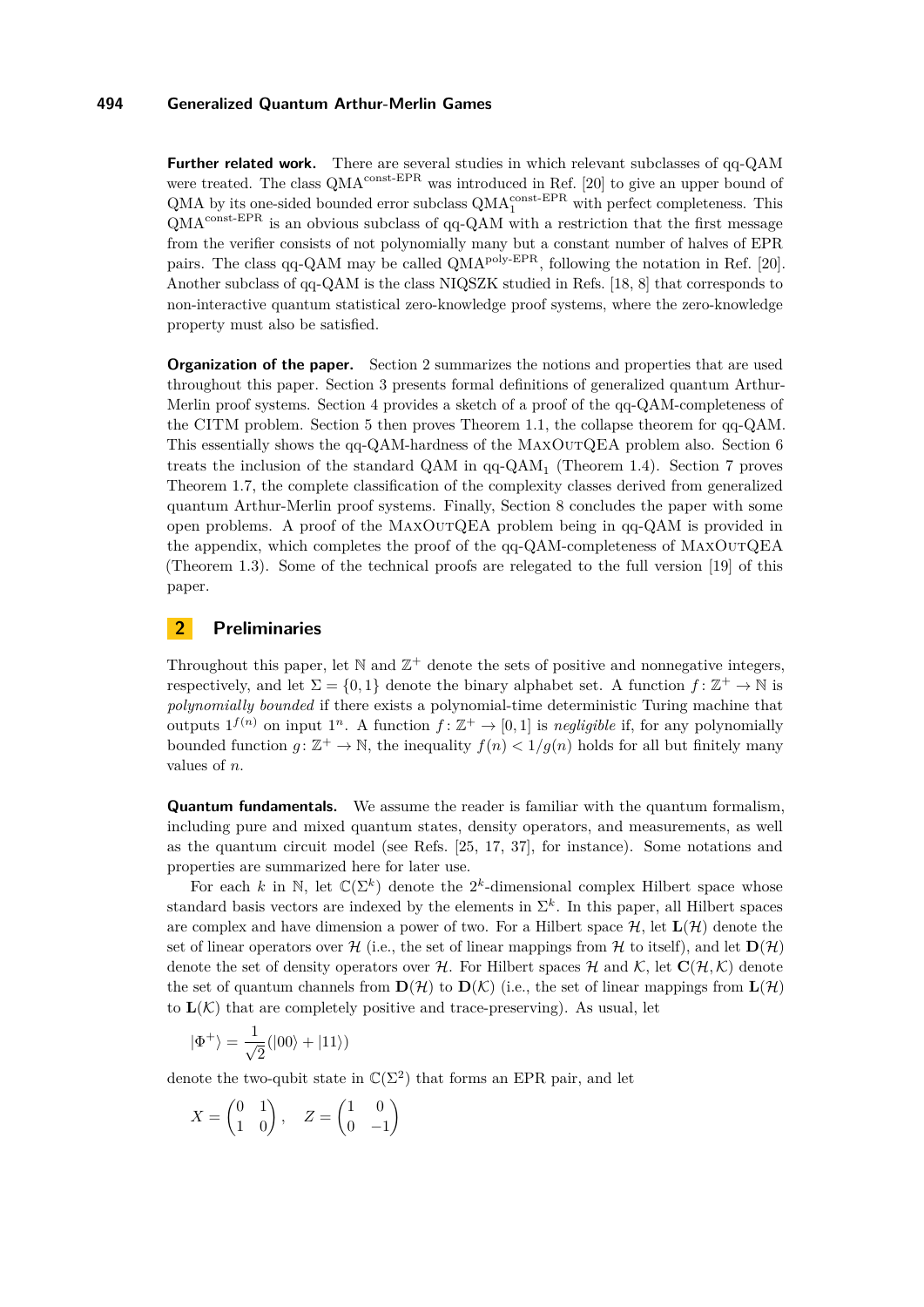**Further related work.** There are several studies in which relevant subclasses of qq-QAM were treated. The class $\mathrm{QMA}^{\text{const-EPR}}$ was introduced in Ref. [20] to give an upper bound of QMA by its one-sided bounded error subclass $\mathrm{QMA}_1^{\text{const-EPR}}$ with perfect completeness. This $\mathrm{QMA}^{\text{const-EPR}}$ is an obvious subclass of qq-QAM with a restriction that the first message from the verifier consists of not polynomially many but a constant number of halves of EPR pairs. The class qq-QAM may be called $\mathrm{QMA}^{\text{poly-EPR}}$, following the notation in Ref. [20]. Another subclass of qq-QAM is the class NIQSZK studied in Refs. [18, 8] that corresponds to non-interactive quantum statistical zero-knowledge proof systems, where the zero-knowledge property must also be satisfied.

**Organization of the paper.** Section 2 summarizes the notions and properties that are used throughout this paper. Section 3 presents formal definitions of generalized quantum Arthur-Merlin proof systems. Section 4 provides a sketch of a proof of the qq-QAM-completeness of the CITM problem. Section 5 then proves Theorem 1.1, the collapse theorem for qq-QAM. This essentially shows the qq-QAM-hardness of the MaxOutQEA problem also. Section 6 treats the inclusion of the standard QAM in $\text{qq-QAM}_1$ (Theorem 1.4). Section 7 proves Theorem 1.7, the complete classification of the complexity classes derived from generalized quantum Arthur-Merlin proof systems. Finally, Section 8 concludes the paper with some open problems. A proof of the MaxOutQEA problem being in qq-QAM is provided in the appendix, which completes the proof of the qq-QAM-completeness of MaxOutQEA (Theorem 1.3). Some of the technical proofs are relegated to the full version [19] of this paper.

## 2 Preliminaries

Throughout this paper, let $\mathbb{N}$ and $\mathbb{Z}^+$ denote the sets of positive and nonnegative integers, respectively, and let $\Sigma = \{0,1\}$ denote the binary alphabet set. A function $f\colon \mathbb{Z}^+ \to \mathbb{N}$ is *polynomially bounded* if there exists a polynomial-time deterministic Turing machine that outputs $1^{f(n)}$ on input $1^n$. A function $f\colon \mathbb{Z}^+ \to [0,1]$ is *negligible* if, for any polynomially bounded function $g\colon \mathbb{Z}^+ \to \mathbb{N}$, the inequality $f(n) < 1/g(n)$ holds for all but finitely many values of $n$.

**Quantum fundamentals.** We assume the reader is familiar with the quantum formalism, including pure and mixed quantum states, density operators, and measurements, as well as the quantum circuit model (see Refs. [25, 17, 37], for instance). Some notations and properties are summarized here for later use.

For each $k$ in $\mathbb{N}$, let $\mathbb{C}(\Sigma^k)$ denote the $2^k$-dimensional complex Hilbert space whose standard basis vectors are indexed by the elements in $\Sigma^k$. In this paper, all Hilbert spaces are complex and have dimension a power of two. For a Hilbert space $\mathcal{H}$, let $\mathbf{L}(\mathcal{H})$ denote the set of linear operators over $\mathcal{H}$ (i.e., the set of linear mappings from $\mathcal{H}$ to itself), and let $\mathbf{D}(\mathcal{H})$ denote the set of density operators over $\mathcal{H}$. For Hilbert spaces $\mathcal{H}$ and $\mathcal{K}$, let $\mathbf{C}(\mathcal{H},\mathcal{K})$ denote the set of quantum channels from $\mathbf{D}(\mathcal{H})$ to $\mathbf{D}(\mathcal{K})$ (i.e., the set of linear mappings from $\mathbf{L}(\mathcal{H})$ to $\mathbf{L}(\mathcal{K})$ that are completely positive and trace-preserving). As usual, let

$$|\Phi^+\rangle = \frac{1}{\sqrt{2}}(|00\rangle + |11\rangle)$$

denote the two-qubit state in $\mathbb{C}(\Sigma^2)$ that forms an EPR pair, and let

$$X = \begin{pmatrix} 0 & 1 \\ 1 & 0 \end{pmatrix}, \quad Z = \begin{pmatrix} 1 & 0 \\ 0 & -1 \end{pmatrix}$$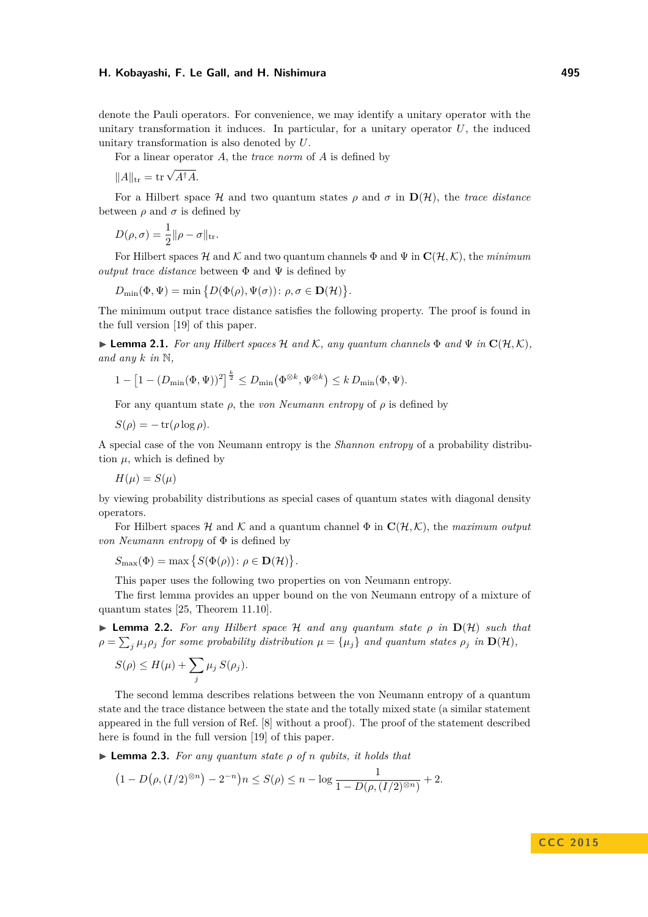denote the Pauli operators. For convenience, we may identify a unitary operator with the unitary transformation it induces. In particular, for a unitary operator $U$, the induced unitary transformation is also denoted by $U$.

For a linear operator $A$, the *trace norm* of $A$ is defined by

$$\|A\|_{\mathrm{tr}} = \mathrm{tr}\,\sqrt{A^\dagger A}.$$

For a Hilbert space $\mathcal{H}$ and two quantum states $\rho$ and $\sigma$ in $\mathbf{D}(\mathcal{H})$, the *trace distance* between $\rho$ and $\sigma$ is defined by

$$D(\rho, \sigma) = \frac{1}{2}\|\rho - \sigma\|_{\mathrm{tr}}.$$

For Hilbert spaces $\mathcal{H}$ and $\mathcal{K}$ and two quantum channels $\Phi$ and $\Psi$ in $\mathbf{C}(\mathcal{H}, \mathcal{K})$, the *minimum output trace distance* between $\Phi$ and $\Psi$ is defined by

$$D_{\min}(\Phi, \Psi) = \min\bigl\{D(\Phi(\rho), \Psi(\sigma)) \colon \rho, \sigma \in \mathbf{D}(\mathcal{H})\bigr\}.$$

The minimum output trace distance satisfies the following property. The proof is found in the full version [19] of this paper.

▶ **Lemma 2.1.** *For any Hilbert spaces $\mathcal{H}$ and $\mathcal{K}$, any quantum channels $\Phi$ and $\Psi$ in $\mathbf{C}(\mathcal{H}, \mathcal{K})$, and any $k$ in $\mathbb{N}$,*

$$1 - \bigl[1 - (D_{\min}(\Phi, \Psi))^2\bigr]^{\frac{k}{2}} \leq D_{\min}\bigl(\Phi^{\otimes k}, \Psi^{\otimes k}\bigr) \leq k\, D_{\min}(\Phi, \Psi).$$

For any quantum state $\rho$, the *von Neumann entropy* of $\rho$ is defined by

$$S(\rho) = -\,\mathrm{tr}(\rho \log \rho).$$

A special case of the von Neumann entropy is the *Shannon entropy* of a probability distribution $\mu$, which is defined by

$$H(\mu) = S(\mu)$$

by viewing probability distributions as special cases of quantum states with diagonal density operators.

For Hilbert spaces $\mathcal{H}$ and $\mathcal{K}$ and a quantum channel $\Phi$ in $\mathbf{C}(\mathcal{H}, \mathcal{K})$, the *maximum output von Neumann entropy* of $\Phi$ is defined by

$$S_{\max}(\Phi) = \max\bigl\{S(\Phi(\rho)) \colon \rho \in \mathbf{D}(\mathcal{H})\bigr\}.$$

This paper uses the following two properties on von Neumann entropy.

The first lemma provides an upper bound on the von Neumann entropy of a mixture of quantum states [25, Theorem 11.10].

▶ **Lemma 2.2.** *For any Hilbert space $\mathcal{H}$ and any quantum state $\rho$ in $\mathbf{D}(\mathcal{H})$ such that $\rho = \sum_j \mu_j \rho_j$ for some probability distribution $\mu = \{\mu_j\}$ and quantum states $\rho_j$ in $\mathbf{D}(\mathcal{H})$,*

$$S(\rho) \leq H(\mu) + \sum_j \mu_j\, S(\rho_j).$$

The second lemma describes relations between the von Neumann entropy of a quantum state and the trace distance between the state and the totally mixed state (a similar statement appeared in the full version of Ref. [8] without a proof). The proof of the statement described here is found in the full version [19] of this paper.

▶ **Lemma 2.3.** *For any quantum state $\rho$ of $n$ qubits, it holds that*

$$\bigl(1 - D\bigl(\rho, (I/2)^{\otimes n}\bigr) - 2^{-n}\bigr)n \leq S(\rho) \leq n - \log \frac{1}{1 - D\bigl(\rho, (I/2)^{\otimes n}\bigr)} + 2.$$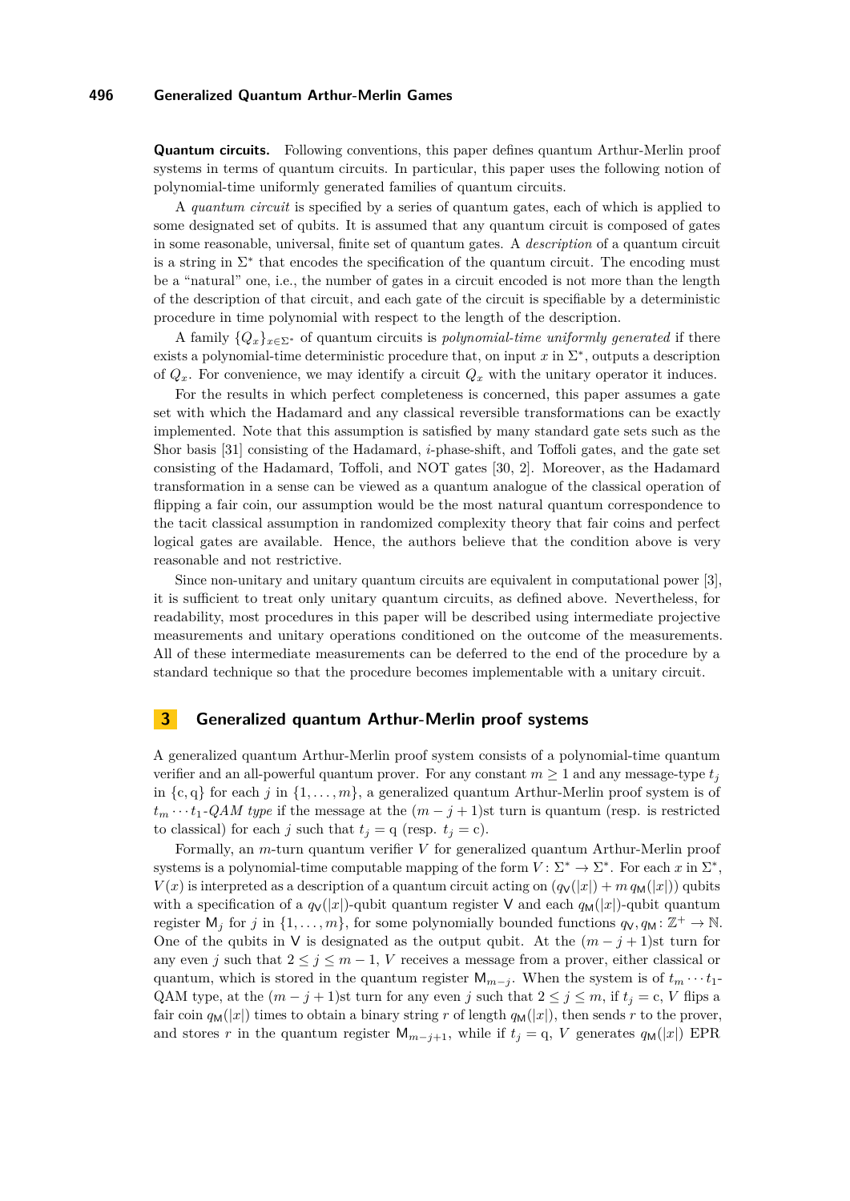**Quantum circuits.** Following conventions, this paper defines quantum Arthur-Merlin proof systems in terms of quantum circuits. In particular, this paper uses the following notion of polynomial-time uniformly generated families of quantum circuits.

A *quantum circuit* is specified by a series of quantum gates, each of which is applied to some designated set of qubits. It is assumed that any quantum circuit is composed of gates in some reasonable, universal, finite set of quantum gates. A *description* of a quantum circuit is a string in $\Sigma^*$ that encodes the specification of the quantum circuit. The encoding must be a "natural" one, i.e., the number of gates in a circuit encoded is not more than the length of the description of that circuit, and each gate of the circuit is specifiable by a deterministic procedure in time polynomial with respect to the length of the description.

A family $\{Q_x\}_{x \in \Sigma^*}$ of quantum circuits is *polynomial-time uniformly generated* if there exists a polynomial-time deterministic procedure that, on input $x$ in $\Sigma^*$, outputs a description of $Q_x$. For convenience, we may identify a circuit $Q_x$ with the unitary operator it induces.

For the results in which perfect completeness is concerned, this paper assumes a gate set with which the Hadamard and any classical reversible transformations can be exactly implemented. Note that this assumption is satisfied by many standard gate sets such as the Shor basis [31] consisting of the Hadamard, $i$-phase-shift, and Toffoli gates, and the gate set consisting of the Hadamard, Toffoli, and NOT gates [30, 2]. Moreover, as the Hadamard transformation in a sense can be viewed as a quantum analogue of the classical operation of flipping a fair coin, our assumption would be the most natural quantum correspondence to the tacit classical assumption in randomized complexity theory that fair coins and perfect logical gates are available. Hence, the authors believe that the condition above is very reasonable and not restrictive.

Since non-unitary and unitary quantum circuits are equivalent in computational power [3], it is sufficient to treat only unitary quantum circuits, as defined above. Nevertheless, for readability, most procedures in this paper will be described using intermediate projective measurements and unitary operations conditioned on the outcome of the measurements. All of these intermediate measurements can be deferred to the end of the procedure by a standard technique so that the procedure becomes implementable with a unitary circuit.

## 3 Generalized quantum Arthur-Merlin proof systems

A generalized quantum Arthur-Merlin proof system consists of a polynomial-time quantum verifier and an all-powerful quantum prover. For any constant $m \geq 1$ and any message-type $t_j$ in $\{\mathrm{c}, \mathrm{q}\}$ for each $j$ in $\{1, \ldots, m\}$, a generalized quantum Arthur-Merlin proof system is of $t_m \cdots t_1$-*QAM type* if the message at the $(m-j+1)$st turn is quantum (resp. is restricted to classical) for each $j$ such that $t_j = \mathrm{q}$ (resp. $t_j = \mathrm{c}$).

Formally, an $m$-turn quantum verifier $V$ for generalized quantum Arthur-Merlin proof systems is a polynomial-time computable mapping of the form $V \colon \Sigma^* \to \Sigma^*$. For each $x$ in $\Sigma^*$, $V(x)$ is interpreted as a description of a quantum circuit acting on $(q_{\mathsf{V}}(|x|) + m\, q_{\mathsf{M}}(|x|))$ qubits with a specification of a $q_{\mathsf{V}}(|x|)$-qubit quantum register $\mathsf{V}$ and each $q_{\mathsf{M}}(|x|)$-qubit quantum register $\mathsf{M}_j$ for $j$ in $\{1, \ldots, m\}$, for some polynomially bounded functions $q_{\mathsf{V}}, q_{\mathsf{M}} \colon \mathbb{Z}^+ \to \mathbb{N}$. One of the qubits in $\mathsf{V}$ is designated as the output qubit. At the $(m-j+1)$st turn for any even $j$ such that $2 \leq j \leq m-1$, $V$ receives a message from a prover, either classical or quantum, which is stored in the quantum register $\mathsf{M}_{m-j}$. When the system is of $t_m \cdots t_1$-QAM type, at the $(m-j+1)$st turn for any even $j$ such that $2 \leq j \leq m$, if $t_j = \mathrm{c}$, $V$ flips a fair coin $q_{\mathsf{M}}(|x|)$ times to obtain a binary string $r$ of length $q_{\mathsf{M}}(|x|)$, then sends $r$ to the prover, and stores $r$ in the quantum register $\mathsf{M}_{m-j+1}$, while if $t_j = \mathrm{q}$, $V$ generates $q_{\mathsf{M}}(|x|)$ EPR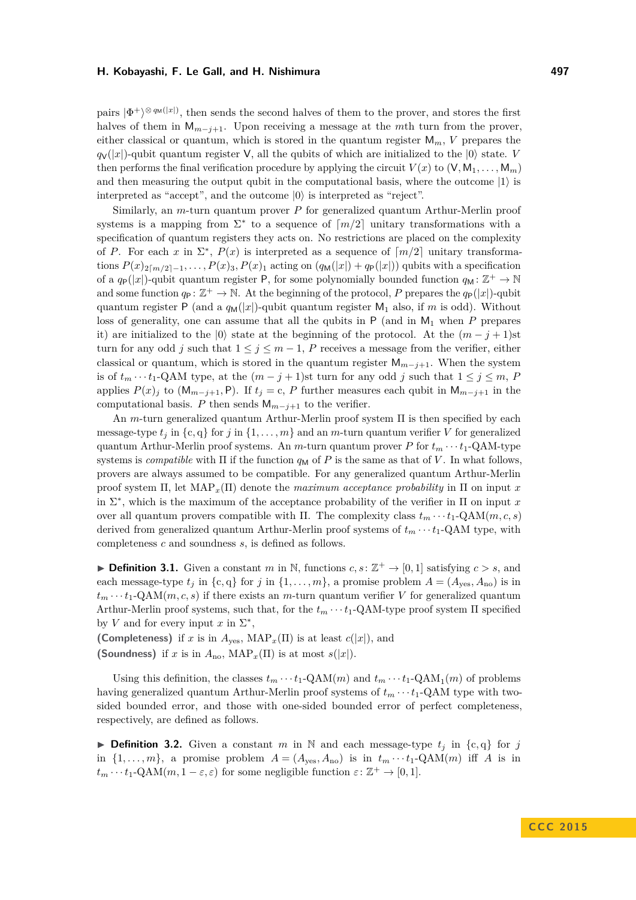pairs $|\Phi^+\rangle^{\otimes q_\mathsf{M}(|x|)}$, then sends the second halves of them to the prover, and stores the first halves of them in $\mathsf{M}_{m-j+1}$. Upon receiving a message at the $m$th turn from the prover, either classical or quantum, which is stored in the quantum register $\mathsf{M}_m$, $V$ prepares the $q_\mathsf{V}(|x|)$-qubit quantum register $\mathsf{V}$, all the qubits of which are initialized to the $|0\rangle$ state. $V$ then performs the final verification procedure by applying the circuit $V(x)$ to $(\mathsf{V}, \mathsf{M}_1, \ldots, \mathsf{M}_m)$ and then measuring the output qubit in the computational basis, where the outcome $|1\rangle$ is interpreted as "accept", and the outcome $|0\rangle$ is interpreted as "reject".

Similarly, an $m$-turn quantum prover $P$ for generalized quantum Arthur-Merlin proof systems is a mapping from $\Sigma^*$ to a sequence of $\lceil m/2 \rceil$ unitary transformations with a specification of quantum registers they acts on. No restrictions are placed on the complexity of $P$. For each $x$ in $\Sigma^*$, $P(x)$ is interpreted as a sequence of $\lceil m/2 \rceil$ unitary transformations $P(x)_{2\lceil m/2 \rceil -1}, \ldots, P(x)_3, P(x)_1$ acting on $(q_\mathsf{M}(|x|) + q_\mathsf{P}(|x|))$ qubits with a specification of a $q_\mathsf{P}(|x|)$-qubit quantum register $\mathsf{P}$, for some polynomially bounded function $q_\mathsf{M} \colon \mathbb{Z}^+ \to \mathbb{N}$ and some function $q_\mathsf{P} \colon \mathbb{Z}^+ \to \mathbb{N}$. At the beginning of the protocol, $P$ prepares the $q_\mathsf{P}(|x|)$-qubit quantum register $\mathsf{P}$ (and a $q_\mathsf{M}(|x|)$-qubit quantum register $\mathsf{M}_1$ also, if $m$ is odd). Without loss of generality, one can assume that all the qubits in $\mathsf{P}$ (and in $\mathsf{M}_1$ when $P$ prepares it) are initialized to the $|0\rangle$ state at the beginning of the protocol. At the $(m-j+1)$st turn for any odd $j$ such that $1 \leq j \leq m-1$, $P$ receives a message from the verifier, either classical or quantum, which is stored in the quantum register $\mathsf{M}_{m-j+1}$. When the system is of $t_m \cdots t_1$-QAM type, at the $(m-j+1)$st turn for any odd $j$ such that $1 \leq j \leq m$, $P$ applies $P(x)_j$ to $(\mathsf{M}_{m-j+1}, \mathsf{P})$. If $t_j = \mathrm{c}$, $P$ further measures each qubit in $\mathsf{M}_{m-j+1}$ in the computational basis. $P$ then sends $\mathsf{M}_{m-j+1}$ to the verifier.

An $m$-turn generalized quantum Arthur-Merlin proof system $\Pi$ is then specified by each message-type $t_j$ in $\{\mathrm{c}, \mathrm{q}\}$ for $j$ in $\{1, \ldots, m\}$ and an $m$-turn quantum verifier $V$ for generalized quantum Arthur-Merlin proof systems. An $m$-turn quantum prover $P$ for $t_m \cdots t_1$-QAM-type systems is *compatible* with $\Pi$ if the function $q_\mathsf{M}$ of $P$ is the same as that of $V$. In what follows, provers are always assumed to be compatible. For any generalized quantum Arthur-Merlin proof system $\Pi$, let $\mathrm{MAP}_x(\Pi)$ denote the *maximum acceptance probability* in $\Pi$ on input $x$ in $\Sigma^*$, which is the maximum of the acceptance probability of the verifier in $\Pi$ on input $x$ over all quantum provers compatible with $\Pi$. The complexity class $t_m \cdots t_1$-QAM$(m, c, s)$ derived from generalized quantum Arthur-Merlin proof systems of $t_m \cdots t_1$-QAM type, with completeness $c$ and soundness $s$, is defined as follows.

▶ **Definition 3.1.** Given a constant $m$ in $\mathbb{N}$, functions $c, s \colon \mathbb{Z}^+ \to [0,1]$ satisfying $c > s$, and each message-type $t_j$ in $\{\mathrm{c}, \mathrm{q}\}$ for $j$ in $\{1, \ldots, m\}$, a promise problem $A = (A_{\mathrm{yes}}, A_{\mathrm{no}})$ is in $t_m \cdots t_1$-QAM$(m, c, s)$ if there exists an $m$-turn quantum verifier $V$ for generalized quantum Arthur-Merlin proof systems, such that, for the $t_m \cdots t_1$-QAM-type proof system $\Pi$ specified by $V$ and for every input $x$ in $\Sigma^*$,

**(Completeness)** if $x$ is in $A_{\mathrm{yes}}$, $\mathrm{MAP}_x(\Pi)$ is at least $c(|x|)$, and

**(Soundness)** if $x$ is in $A_{\mathrm{no}}$, $\mathrm{MAP}_x(\Pi)$ is at most $s(|x|)$.

Using this definition, the classes $t_m \cdots t_1$-QAM$(m)$ and $t_m \cdots t_1$-QAM$_1(m)$ of problems having generalized quantum Arthur-Merlin proof systems of $t_m \cdots t_1$-QAM type with two-sided bounded error, and those with one-sided bounded error of perfect completeness, respectively, are defined as follows.

▶ **Definition 3.2.** Given a constant $m$ in $\mathbb{N}$ and each message-type $t_j$ in $\{\mathrm{c}, \mathrm{q}\}$ for $j$ in $\{1, \ldots, m\}$, a promise problem $A = (A_{\mathrm{yes}}, A_{\mathrm{no}})$ is in $t_m \cdots t_1$-QAM$(m)$ iff $A$ is in $t_m \cdots t_1$-QAM$(m, 1-\varepsilon, \varepsilon)$ for some negligible function $\varepsilon \colon \mathbb{Z}^+ \to [0,1]$.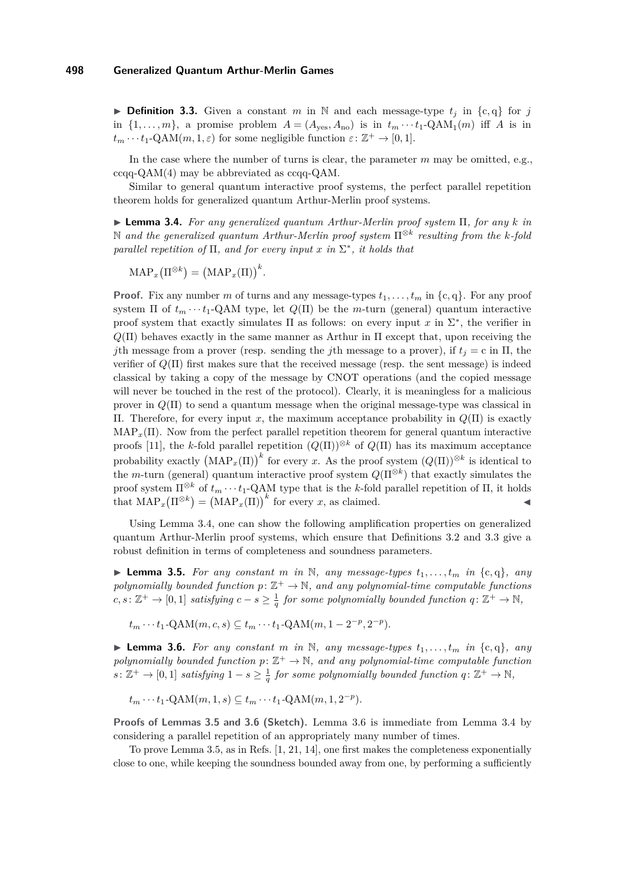▶ **Definition 3.3.** Given a constant $m$ in $\mathbb{N}$ and each message-type $t_j$ in $\{\mathrm{c}, \mathrm{q}\}$ for $j$ in $\{1, \ldots, m\}$, a promise problem $A = (A_{\mathrm{yes}}, A_{\mathrm{no}})$ is in $t_m \cdots t_1$-$\mathrm{QAM}_1(m)$ iff $A$ is in $t_m \cdots t_1$-$\mathrm{QAM}(m, 1, \varepsilon)$ for some negligible function $\varepsilon \colon \mathbb{Z}^+ \to [0, 1]$.

In the case where the number of turns is clear, the parameter $m$ may be omitted, e.g., ccqq-QAM(4) may be abbreviated as ccqq-QAM.

Similar to general quantum interactive proof systems, the perfect parallel repetition theorem holds for generalized quantum Arthur-Merlin proof systems.

▶ **Lemma 3.4.** *For any generalized quantum Arthur-Merlin proof system* $\Pi$*, for any* $k$ *in* $\mathbb{N}$ *and the generalized quantum Arthur-Merlin proof system* $\Pi^{\otimes k}$ *resulting from the* $k$*-fold parallel repetition of* $\Pi$*, and for every input* $x$ *in* $\Sigma^*$*, it holds that*

$$\mathrm{MAP}_x\big(\Pi^{\otimes k}\big) = \big(\mathrm{MAP}_x(\Pi)\big)^k.$$

**Proof.** Fix any number $m$ of turns and any message-types $t_1, \ldots, t_m$ in $\{\mathrm{c}, \mathrm{q}\}$. For any proof system $\Pi$ of $t_m \cdots t_1$-QAM type, let $Q(\Pi)$ be the $m$-turn (general) quantum interactive proof system that exactly simulates $\Pi$ as follows: on every input $x$ in $\Sigma^*$, the verifier in $Q(\Pi)$ behaves exactly in the same manner as Arthur in $\Pi$ except that, upon receiving the $j$th message from a prover (resp. sending the $j$th message to a prover), if $t_j = \mathrm{c}$ in $\Pi$, the verifier of $Q(\Pi)$ first makes sure that the received message (resp. the sent message) is indeed classical by taking a copy of the message by CNOT operations (and the copied message will never be touched in the rest of the protocol). Clearly, it is meaningless for a malicious prover in $Q(\Pi)$ to send a quantum message when the original message-type was classical in $\Pi$. Therefore, for every input $x$, the maximum acceptance probability in $Q(\Pi)$ is exactly $\mathrm{MAP}_x(\Pi)$. Now from the perfect parallel repetition theorem for general quantum interactive proofs [11], the $k$-fold parallel repetition $(Q(\Pi))^{\otimes k}$ of $Q(\Pi)$ has its maximum acceptance probability exactly $\big(\mathrm{MAP}_x(\Pi)\big)^k$ for every $x$. As the proof system $(Q(\Pi))^{\otimes k}$ is identical to the $m$-turn (general) quantum interactive proof system $Q(\Pi^{\otimes k})$ that exactly simulates the proof system $\Pi^{\otimes k}$ of $t_m \cdots t_1$-QAM type that is the $k$-fold parallel repetition of $\Pi$, it holds that $\mathrm{MAP}_x\big(\Pi^{\otimes k}\big) = \big(\mathrm{MAP}_x(\Pi)\big)^k$ for every $x$, as claimed. ◀

Using Lemma 3.4, one can show the following amplification properties on generalized quantum Arthur-Merlin proof systems, which ensure that Definitions 3.2 and 3.3 give a robust definition in terms of completeness and soundness parameters.

▶ **Lemma 3.5.** *For any constant* $m$ *in* $\mathbb{N}$*, any message-types* $t_1, \ldots, t_m$ *in* $\{\mathrm{c}, \mathrm{q}\}$*, any polynomially bounded function* $p \colon \mathbb{Z}^+ \to \mathbb{N}$*, and any polynomial-time computable functions* $c, s \colon \mathbb{Z}^+ \to [0, 1]$ *satisfying* $c - s \geq \frac{1}{q}$ *for some polynomially bounded function* $q \colon \mathbb{Z}^+ \to \mathbb{N}$*,*

$$t_m \cdots t_1\text{-QAM}(m, c, s) \subseteq t_m \cdots t_1\text{-QAM}(m, 1 - 2^{-p}, 2^{-p}).$$

▶ **Lemma 3.6.** *For any constant* $m$ *in* $\mathbb{N}$*, any message-types* $t_1, \ldots, t_m$ *in* $\{\mathrm{c}, \mathrm{q}\}$*, any polynomially bounded function* $p \colon \mathbb{Z}^+ \to \mathbb{N}$*, and any polynomial-time computable function* $s \colon \mathbb{Z}^+ \to [0, 1]$ *satisfying* $1 - s \geq \frac{1}{q}$ *for some polynomially bounded function* $q \colon \mathbb{Z}^+ \to \mathbb{N}$*,*

$$t_m \cdots t_1\text{-QAM}(m, 1, s) \subseteq t_m \cdots t_1\text{-QAM}(m, 1, 2^{-p}).$$

**Proofs of Lemmas 3.5 and 3.6 (Sketch).** Lemma 3.6 is immediate from Lemma 3.4 by considering a parallel repetition of an appropriately many number of times.

To prove Lemma 3.5, as in Refs. [1, 21, 14], one first makes the completeness exponentially close to one, while keeping the soundness bounded away from one, by performing a sufficiently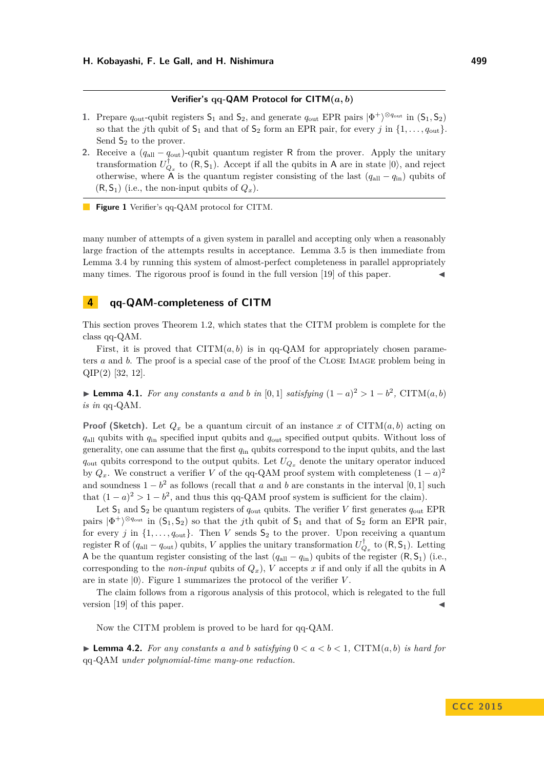**Verifier's qq-QAM Protocol for CITM$(a, b)$**

1. Prepare $q_{\mathrm{out}}$-qubit registers $\mathsf{S}_1$ and $\mathsf{S}_2$, and generate $q_{\mathrm{out}}$ EPR pairs $|\Phi^+\rangle^{\otimes q_{\mathrm{out}}}$ in $(\mathsf{S}_1, \mathsf{S}_2)$ so that the $j$th qubit of $\mathsf{S}_1$ and that of $\mathsf{S}_2$ form an EPR pair, for every $j$ in $\{1, \ldots, q_{\mathrm{out}}\}$. Send $\mathsf{S}_2$ to the prover.
2. Receive a $(q_{\mathrm{all}} - q_{\mathrm{out}})$-qubit quantum register $\mathsf{R}$ from the prover. Apply the unitary transformation $U_{Q_x}^{\dagger}$ to $(\mathsf{R}, \mathsf{S}_1)$. Accept if all the qubits in $\mathsf{A}$ are in state $|0\rangle$, and reject otherwise, where $\mathsf{A}$ is the quantum register consisting of the last $(q_{\mathrm{all}} - q_{\mathrm{in}})$ qubits of $(\mathsf{R}, \mathsf{S}_1)$ (i.e., the non-input qubits of $Q_x$).

**Figure 1** Verifier's qq-QAM protocol for CITM.

many number of attempts of a given system in parallel and accepting only when a reasonably large fraction of the attempts results in acceptance. Lemma 3.5 is then immediate from Lemma 3.4 by running this system of almost-perfect completeness in parallel appropriately many times. The rigorous proof is found in the full version [19] of this paper. ◀

## 4 qq-QAM-completeness of CITM

This section proves Theorem 1.2, which states that the CITM problem is complete for the class qq-QAM.

First, it is proved that CITM$(a, b)$ is in qq-QAM for appropriately chosen parameters $a$ and $b$. The proof is a special case of the proof of the Close Image problem being in QIP(2) [32, 12].

▶ **Lemma 4.1.** *For any constants $a$ and $b$ in $[0, 1]$ satisfying $(1 - a)^2 > 1 - b^2$,* CITM$(a, b)$ *is in* qq-QAM.

**Proof (Sketch).** Let $Q_x$ be a quantum circuit of an instance $x$ of CITM$(a, b)$ acting on $q_{\mathrm{all}}$ qubits with $q_{\mathrm{in}}$ specified input qubits and $q_{\mathrm{out}}$ specified output qubits. Without loss of generality, one can assume that the first $q_{\mathrm{in}}$ qubits correspond to the input qubits, and the last $q_{\mathrm{out}}$ qubits correspond to the output qubits. Let $U_{Q_x}$ denote the unitary operator induced by $Q_x$. We construct a verifier $V$ of the qq-QAM proof system with completeness $(1 - a)^2$ and soundness $1 - b^2$ as follows (recall that $a$ and $b$ are constants in the interval $[0, 1]$ such that $(1 - a)^2 > 1 - b^2$, and thus this qq-QAM proof system is sufficient for the claim).

Let $\mathsf{S}_1$ and $\mathsf{S}_2$ be quantum registers of $q_{\mathrm{out}}$ qubits. The verifier $V$ first generates $q_{\mathrm{out}}$ EPR pairs $|\Phi^+\rangle^{\otimes q_{\mathrm{out}}}$ in $(\mathsf{S}_1, \mathsf{S}_2)$ so that the $j$th qubit of $\mathsf{S}_1$ and that of $\mathsf{S}_2$ form an EPR pair, for every $j$ in $\{1, \ldots, q_{\mathrm{out}}\}$. Then $V$ sends $\mathsf{S}_2$ to the prover. Upon receiving a quantum register $\mathsf{R}$ of $(q_{\mathrm{all}} - q_{\mathrm{out}})$ qubits, $V$ applies the unitary transformation $U_{Q_x}^{\dagger}$ to $(\mathsf{R}, \mathsf{S}_1)$. Letting $\mathsf{A}$ be the quantum register consisting of the last $(q_{\mathrm{all}} - q_{\mathrm{in}})$ qubits of the register $(\mathsf{R}, \mathsf{S}_1)$ (i.e., corresponding to the *non-input* qubits of $Q_x$), $V$ accepts $x$ if and only if all the qubits in $\mathsf{A}$ are in state $|0\rangle$. Figure 1 summarizes the protocol of the verifier $V$.

The claim follows from a rigorous analysis of this protocol, which is relegated to the full version [19] of this paper. ◀

Now the CITM problem is proved to be hard for qq-QAM.

▶ **Lemma 4.2.** *For any constants $a$ and $b$ satisfying $0 < a < b < 1$,* CITM$(a, b)$ *is hard for* qq-QAM *under polynomial-time many-one reduction.*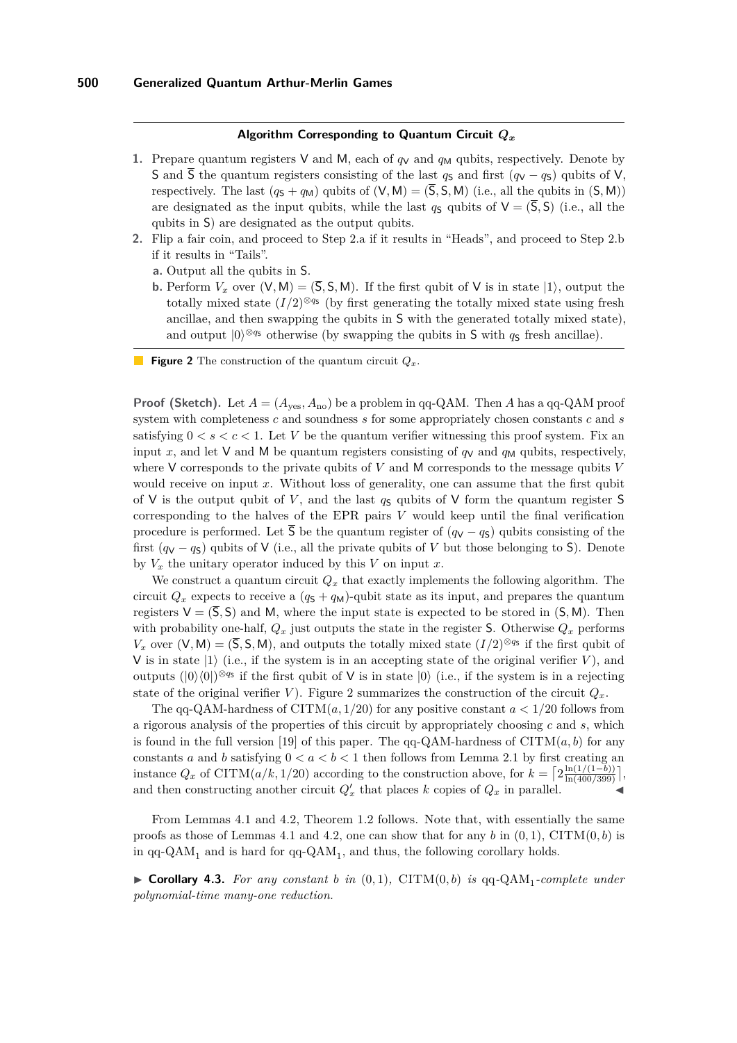**Algorithm Corresponding to Quantum Circuit $Q_x$**

1. Prepare quantum registers $\mathsf{V}$ and $\mathsf{M}$, each of $q_{\mathsf{V}}$ and $q_{\mathsf{M}}$ qubits, respectively. Denote by $\mathsf{S}$ and $\overline{\mathsf{S}}$ the quantum registers consisting of the last $q_{\mathsf{S}}$ and first $(q_{\mathsf{V}} - q_{\mathsf{S}})$ qubits of $\mathsf{V}$, respectively. The last $(q_{\mathsf{S}} + q_{\mathsf{M}})$ qubits of $(\mathsf{V}, \mathsf{M}) = (\overline{\mathsf{S}}, \mathsf{S}, \mathsf{M})$ (i.e., all the qubits in $(\mathsf{S}, \mathsf{M})$) are designated as the input qubits, while the last $q_{\mathsf{S}}$ qubits of $\mathsf{V} = (\overline{\mathsf{S}}, \mathsf{S})$ (i.e., all the qubits in $\mathsf{S}$) are designated as the output qubits.
2. Flip a fair coin, and proceed to Step 2.a if it results in "Heads", and proceed to Step 2.b if it results in "Tails".
   a. Output all the qubits in $\mathsf{S}$.
   b. Perform $V_x$ over $(\mathsf{V}, \mathsf{M}) = (\overline{\mathsf{S}}, \mathsf{S}, \mathsf{M})$. If the first qubit of $\mathsf{V}$ is in state $|1\rangle$, output the totally mixed state $(I/2)^{\otimes q_{\mathsf{S}}}$ (by first generating the totally mixed state using fresh ancillae, and then swapping the qubits in $\mathsf{S}$ with the generated totally mixed state), and output $|0\rangle^{\otimes q_{\mathsf{S}}}$ otherwise (by swapping the qubits in $\mathsf{S}$ with $q_{\mathsf{S}}$ fresh ancillae).

**Figure 2** The construction of the quantum circuit $Q_x$.

**Proof (Sketch).** Let $A = (A_{\text{yes}}, A_{\text{no}})$ be a problem in qq-QAM. Then $A$ has a qq-QAM proof system with completeness $c$ and soundness $s$ for some appropriately chosen constants $c$ and $s$ satisfying $0 < s < c < 1$. Let $V$ be the quantum verifier witnessing this proof system. Fix an input $x$, and let $\mathsf{V}$ and $\mathsf{M}$ be quantum registers consisting of $q_{\mathsf{V}}$ and $q_{\mathsf{M}}$ qubits, respectively, where $\mathsf{V}$ corresponds to the private qubits of $V$ and $\mathsf{M}$ corresponds to the message qubits $V$ would receive on input $x$. Without loss of generality, one can assume that the first qubit of $\mathsf{V}$ is the output qubit of $V$, and the last $q_{\mathsf{S}}$ qubits of $\mathsf{V}$ form the quantum register $\mathsf{S}$ corresponding to the halves of the EPR pairs $V$ would keep until the final verification procedure is performed. Let $\overline{\mathsf{S}}$ be the quantum register of $(q_{\mathsf{V}} - q_{\mathsf{S}})$ qubits consisting of the first $(q_{\mathsf{V}} - q_{\mathsf{S}})$ qubits of $\mathsf{V}$ (i.e., all the private qubits of $V$ but those belonging to $\mathsf{S}$). Denote by $V_x$ the unitary operator induced by this $V$ on input $x$.

We construct a quantum circuit $Q_x$ that exactly implements the following algorithm. The circuit $Q_x$ expects to receive a $(q_{\mathsf{S}} + q_{\mathsf{M}})$-qubit state as its input, and prepares the quantum registers $\mathsf{V} = (\overline{\mathsf{S}}, \mathsf{S})$ and $\mathsf{M}$, where the input state is expected to be stored in $(\mathsf{S}, \mathsf{M})$. Then with probability one-half, $Q_x$ just outputs the state in the register $\mathsf{S}$. Otherwise $Q_x$ performs $V_x$ over $(\mathsf{V}, \mathsf{M}) = (\overline{\mathsf{S}}, \mathsf{S}, \mathsf{M})$, and outputs the totally mixed state $(I/2)^{\otimes q_{\mathsf{S}}}$ if the first qubit of $\mathsf{V}$ is in state $|1\rangle$ (i.e., if the system is in an accepting state of the original verifier $V$), and outputs $(|0\rangle\langle 0|)^{\otimes q_{\mathsf{S}}}$ if the first qubit of $\mathsf{V}$ is in state $|0\rangle$ (i.e., if the system is in a rejecting state of the original verifier $V$). Figure 2 summarizes the construction of the circuit $Q_x$.

The qq-QAM-hardness of $\mathrm{CITM}(a, 1/20)$ for any positive constant $a < 1/20$ follows from a rigorous analysis of the properties of this circuit by appropriately choosing $c$ and $s$, which is found in the full version [19] of this paper. The qq-QAM-hardness of $\mathrm{CITM}(a, b)$ for any constants $a$ and $b$ satisfying $0 < a < b < 1$ then follows from Lemma 2.1 by first creating an instance $Q_x$ of $\mathrm{CITM}(a/k, 1/20)$ according to the construction above, for $k = \left\lceil 2\frac{\ln(1/(1-b))}{\ln(400/399)} \right\rceil$, and then constructing another circuit $Q'_x$ that places $k$ copies of $Q_x$ in parallel. ◀

From Lemmas 4.1 and 4.2, Theorem 1.2 follows. Note that, with essentially the same proofs as those of Lemmas 4.1 and 4.2, one can show that for any $b$ in $(0, 1)$, $\mathrm{CITM}(0, b)$ is in $\text{qq-QAM}_1$ and is hard for $\text{qq-QAM}_1$, and thus, the following corollary holds.

▶ **Corollary 4.3.** *For any constant $b$ in $(0, 1)$, $\mathrm{CITM}(0, b)$ is $\text{qq-QAM}_1$-complete under polynomial-time many-one reduction.*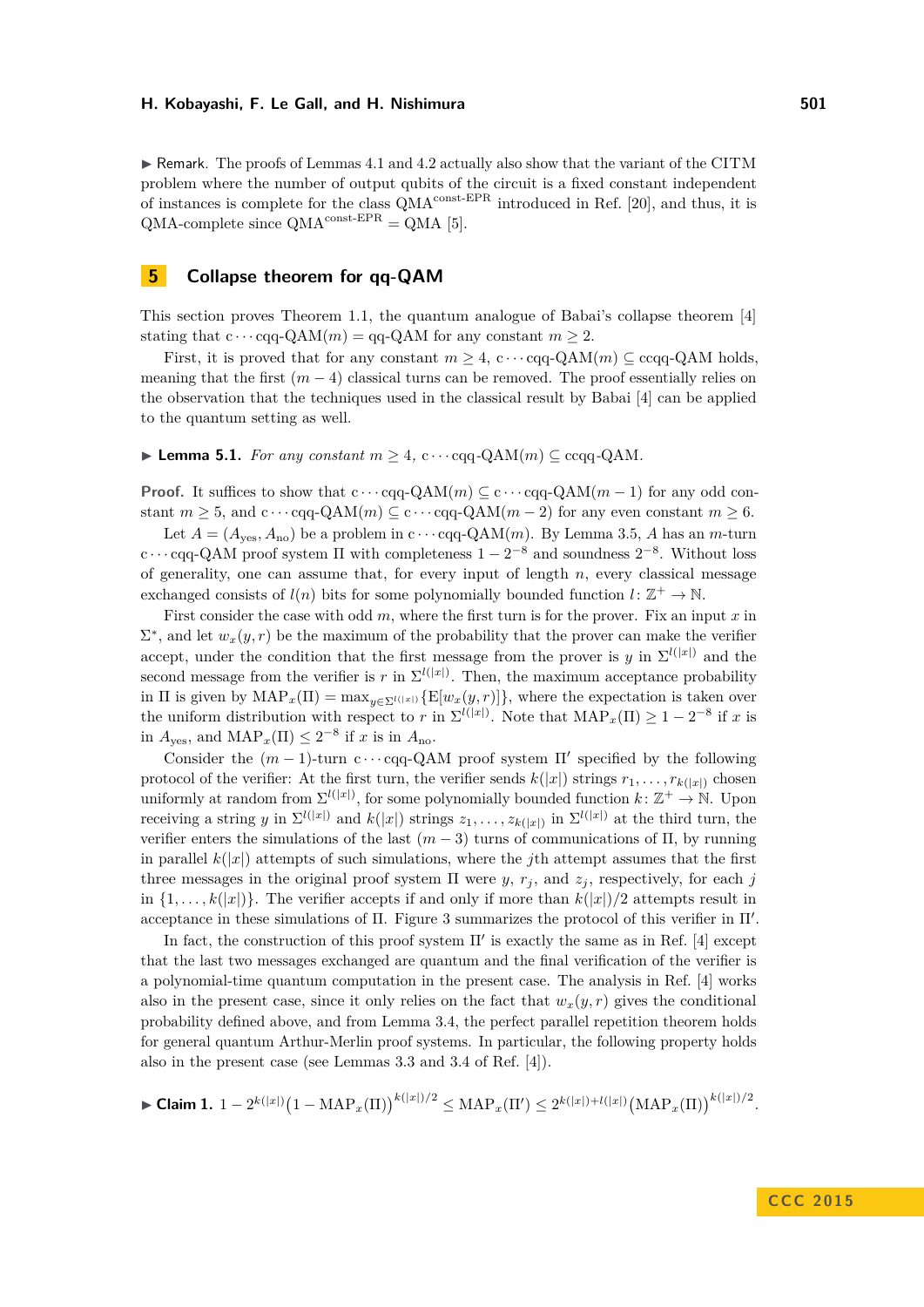▶ Remark. The proofs of Lemmas 4.1 and 4.2 actually also show that the variant of the CITM problem where the number of output qubits of the circuit is a fixed constant independent of instances is complete for the class $\mathrm{QMA}^{\text{const-EPR}}$ introduced in Ref. [20], and thus, it is QMA-complete since $\mathrm{QMA}^{\text{const-EPR}} = \mathrm{QMA}$ [5].

## 5 Collapse theorem for qq-QAM

This section proves Theorem 1.1, the quantum analogue of Babai's collapse theorem [4] stating that $\mathrm{c}\cdots\mathrm{cqq}\text{-}\mathrm{QAM}(m) = \mathrm{qq}\text{-}\mathrm{QAM}$ for any constant $m \geq 2$.

First, it is proved that for any constant $m \geq 4$, $\mathrm{c}\cdots\mathrm{cqq}\text{-}\mathrm{QAM}(m) \subseteq \mathrm{ccqq}\text{-}\mathrm{QAM}$ holds, meaning that the first $(m-4)$ classical turns can be removed. The proof essentially relies on the observation that the techniques used in the classical result by Babai [4] can be applied to the quantum setting as well.

▶ **Lemma 5.1.** *For any constant $m \geq 4$, $\mathrm{c}\cdots\mathrm{cqq}\text{-}\mathrm{QAM}(m) \subseteq \mathrm{ccqq}\text{-}\mathrm{QAM}$.*

**Proof.** It suffices to show that $\mathrm{c}\cdots\mathrm{cqq}\text{-}\mathrm{QAM}(m) \subseteq \mathrm{c}\cdots\mathrm{cqq}\text{-}\mathrm{QAM}(m-1)$ for any odd constant $m \geq 5$, and $\mathrm{c}\cdots\mathrm{cqq}\text{-}\mathrm{QAM}(m) \subseteq \mathrm{c}\cdots\mathrm{cqq}\text{-}\mathrm{QAM}(m-2)$ for any even constant $m \geq 6$.

Let $A = (A_{\mathrm{yes}}, A_{\mathrm{no}})$ be a problem in $\mathrm{c}\cdots\mathrm{cqq}\text{-}\mathrm{QAM}(m)$. By Lemma 3.5, $A$ has an $m$-turn $\mathrm{c}\cdots\mathrm{cqq}\text{-}\mathrm{QAM}$ proof system $\Pi$ with completeness $1-2^{-8}$ and soundness $2^{-8}$. Without loss of generality, one can assume that, for every input of length $n$, every classical message exchanged consists of $l(n)$ bits for some polynomially bounded function $l \colon \mathbb{Z}^+ \to \mathbb{N}$.

First consider the case with odd $m$, where the first turn is for the prover. Fix an input $x$ in $\Sigma^*$, and let $w_x(y,r)$ be the maximum of the probability that the prover can make the verifier accept, under the condition that the first message from the prover is $y$ in $\Sigma^{l(|x|)}$ and the second message from the verifier is $r$ in $\Sigma^{l(|x|)}$. Then, the maximum acceptance probability in $\Pi$ is given by $\mathrm{MAP}_x(\Pi) = \max_{y \in \Sigma^{l(|x|)}} \{\mathrm{E}[w_x(y,r)]\}$, where the expectation is taken over the uniform distribution with respect to $r$ in $\Sigma^{l(|x|)}$. Note that $\mathrm{MAP}_x(\Pi) \geq 1 - 2^{-8}$ if $x$ is in $A_{\mathrm{yes}}$, and $\mathrm{MAP}_x(\Pi) \leq 2^{-8}$ if $x$ is in $A_{\mathrm{no}}$.

Consider the $(m-1)$-turn $\mathrm{c}\cdots\mathrm{cqq}\text{-}\mathrm{QAM}$ proof system $\Pi'$ specified by the following protocol of the verifier: At the first turn, the verifier sends $k(|x|)$ strings $r_1, \ldots, r_{k(|x|)}$ chosen uniformly at random from $\Sigma^{l(|x|)}$, for some polynomially bounded function $k \colon \mathbb{Z}^+ \to \mathbb{N}$. Upon receiving a string $y$ in $\Sigma^{l(|x|)}$ and $k(|x|)$ strings $z_1, \ldots, z_{k(|x|)}$ in $\Sigma^{l(|x|)}$ at the third turn, the verifier enters the simulations of the last $(m-3)$ turns of communications of $\Pi$, by running in parallel $k(|x|)$ attempts of such simulations, where the $j$th attempt assumes that the first three messages in the original proof system $\Pi$ were $y$, $r_j$, and $z_j$, respectively, for each $j$ in $\{1, \ldots, k(|x|)\}$. The verifier accepts if and only if more than $k(|x|)/2$ attempts result in acceptance in these simulations of $\Pi$. Figure 3 summarizes the protocol of this verifier in $\Pi'$.

In fact, the construction of this proof system $\Pi'$ is exactly the same as in Ref. [4] except that the last two messages exchanged are quantum and the final verification of the verifier is a polynomial-time quantum computation in the present case. The analysis in Ref. [4] works also in the present case, since it only relies on the fact that $w_x(y,r)$ gives the conditional probability defined above, and from Lemma 3.4, the perfect parallel repetition theorem holds for general quantum Arthur-Merlin proof systems. In particular, the following property holds also in the present case (see Lemmas 3.3 and 3.4 of Ref. [4]).

▶ **Claim 1.** $1 - 2^{k(|x|)}\bigl(1 - \mathrm{MAP}_x(\Pi)\bigr)^{k(|x|)/2} \leq \mathrm{MAP}_x(\Pi') \leq 2^{k(|x|)+l(|x|)}\bigl(\mathrm{MAP}_x(\Pi)\bigr)^{k(|x|)/2}$.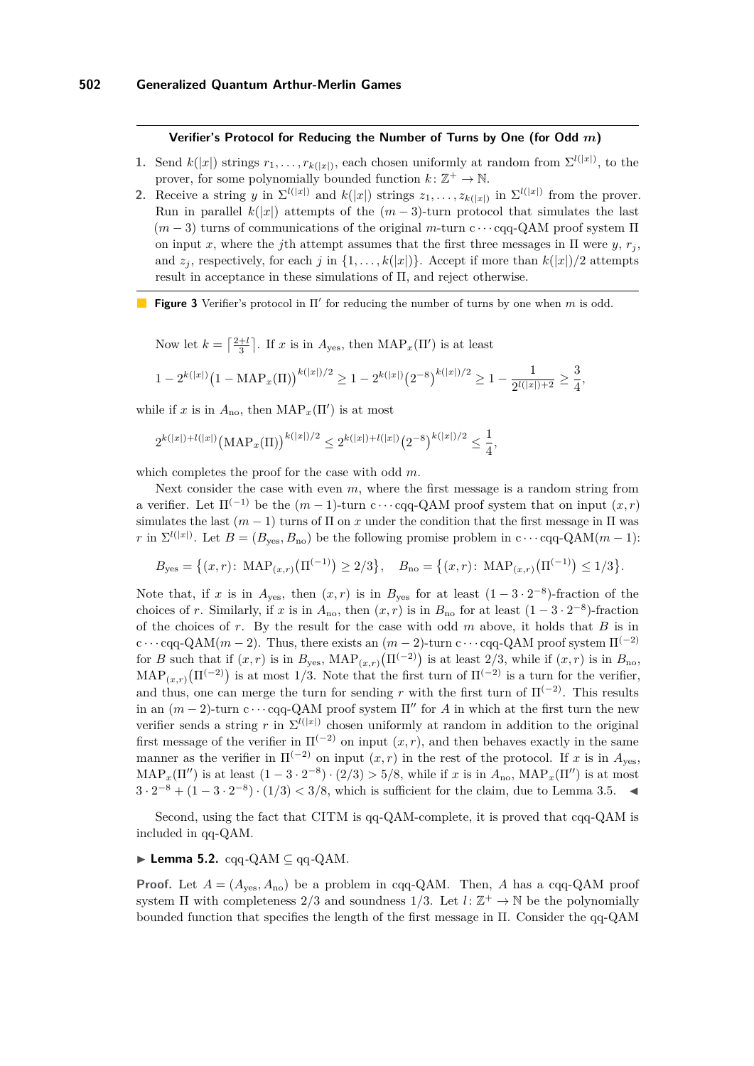**Verifier's Protocol for Reducing the Number of Turns by One (for Odd $m$)**

1. Send $k(|x|)$ strings $r_1, \ldots, r_{k(|x|)}$, each chosen uniformly at random from $\Sigma^{l(|x|)}$, to the prover, for some polynomially bounded function $k \colon \mathbb{Z}^+ \to \mathbb{N}$.
2. Receive a string $y$ in $\Sigma^{l(|x|)}$ and $k(|x|)$ strings $z_1, \ldots, z_{k(|x|)}$ in $\Sigma^{l(|x|)}$ from the prover. Run in parallel $k(|x|)$ attempts of the $(m-3)$-turn protocol that simulates the last $(m-3)$ turns of communications of the original $m$-turn c$\cdots$cqq-QAM proof system $\Pi$ on input $x$, where the $j$th attempt assumes that the first three messages in $\Pi$ were $y$, $r_j$, and $z_j$, respectively, for each $j$ in $\{1, \ldots, k(|x|)\}$. Accept if more than $k(|x|)/2$ attempts result in acceptance in these simulations of $\Pi$, and reject otherwise.

**Figure 3** Verifier's protocol in $\Pi'$ for reducing the number of turns by one when $m$ is odd.

Now let $k = \left\lceil \frac{2+l}{3} \right\rceil$. If $x$ is in $A_{\mathrm{yes}}$, then $\mathrm{MAP}_x(\Pi')$ is at least

$$1 - 2^{k(|x|)}\bigl(1 - \mathrm{MAP}_x(\Pi)\bigr)^{k(|x|)/2} \geq 1 - 2^{k(|x|)}\bigl(2^{-8}\bigr)^{k(|x|)/2} \geq 1 - \frac{1}{2^{l(|x|)+2}} \geq \frac{3}{4},$$

while if $x$ is in $A_{\mathrm{no}}$, then $\mathrm{MAP}_x(\Pi')$ is at most

$$2^{k(|x|)+l(|x|)}\bigl(\mathrm{MAP}_x(\Pi)\bigr)^{k(|x|)/2} \leq 2^{k(|x|)+l(|x|)}\bigl(2^{-8}\bigr)^{k(|x|)/2} \leq \frac{1}{4},$$

which completes the proof for the case with odd $m$.

Next consider the case with even $m$, where the first message is a random string from a verifier. Let $\Pi^{(-1)}$ be the $(m-1)$-turn c$\cdots$cqq-QAM proof system that on input $(x, r)$ simulates the last $(m-1)$ turns of $\Pi$ on $x$ under the condition that the first message in $\Pi$ was $r$ in $\Sigma^{l(|x|)}$. Let $B = (B_{\mathrm{yes}}, B_{\mathrm{no}})$ be the following promise problem in c$\cdots$cqq-QAM$(m-1)$:

$$B_{\mathrm{yes}} = \bigl\{(x, r)\colon\ \mathrm{MAP}_{(x,r)}\bigl(\Pi^{(-1)}\bigr) \geq 2/3\bigr\}, \quad B_{\mathrm{no}} = \bigl\{(x, r)\colon\ \mathrm{MAP}_{(x,r)}\bigl(\Pi^{(-1)}\bigr) \leq 1/3\bigr\}.$$

Note that, if $x$ is in $A_{\mathrm{yes}}$, then $(x, r)$ is in $B_{\mathrm{yes}}$ for at least $(1 - 3 \cdot 2^{-8})$-fraction of the choices of $r$. Similarly, if $x$ is in $A_{\mathrm{no}}$, then $(x, r)$ is in $B_{\mathrm{no}}$ for at least $(1 - 3 \cdot 2^{-8})$-fraction of the choices of $r$. By the result for the case with odd $m$ above, it holds that $B$ is in c$\cdots$cqq-QAM$(m-2)$. Thus, there exists an $(m-2)$-turn c$\cdots$cqq-QAM proof system $\Pi^{(-2)}$ for $B$ such that if $(x, r)$ is in $B_{\mathrm{yes}}$, $\mathrm{MAP}_{(x,r)}\bigl(\Pi^{(-2)}\bigr)$ is at least 2/3, while if $(x, r)$ is in $B_{\mathrm{no}}$, $\mathrm{MAP}_{(x,r)}\bigl(\Pi^{(-2)}\bigr)$ is at most 1/3. Note that the first turn of $\Pi^{(-2)}$ is a turn for the verifier, and thus, one can merge the turn for sending $r$ with the first turn of $\Pi^{(-2)}$. This results in an $(m-2)$-turn c$\cdots$cqq-QAM proof system $\Pi''$ for $A$ in which at the first turn the new verifier sends a string $r$ in $\Sigma^{l(|x|)}$ chosen uniformly at random in addition to the original first message of the verifier in $\Pi^{(-2)}$ on input $(x, r)$, and then behaves exactly in the same manner as the verifier in $\Pi^{(-2)}$ on input $(x, r)$ in the rest of the protocol. If $x$ is in $A_{\mathrm{yes}}$, $\mathrm{MAP}_x(\Pi'')$ is at least $(1 - 3 \cdot 2^{-8}) \cdot (2/3) > 5/8$, while if $x$ is in $A_{\mathrm{no}}$, $\mathrm{MAP}_x(\Pi'')$ is at most $3 \cdot 2^{-8} + (1 - 3 \cdot 2^{-8}) \cdot (1/3) < 3/8$, which is sufficient for the claim, due to Lemma 3.5. ◀

Second, using the fact that CITM is qq-QAM-complete, it is proved that cqq-QAM is included in qq-QAM.

▶ **Lemma 5.2.** cqq-QAM $\subseteq$ qq-QAM.

**Proof.** Let $A = (A_{\mathrm{yes}}, A_{\mathrm{no}})$ be a problem in cqq-QAM. Then, $A$ has a cqq-QAM proof system $\Pi$ with completeness 2/3 and soundness 1/3. Let $l \colon \mathbb{Z}^+ \to \mathbb{N}$ be the polynomially bounded function that specifies the length of the first message in $\Pi$. Consider the qq-QAM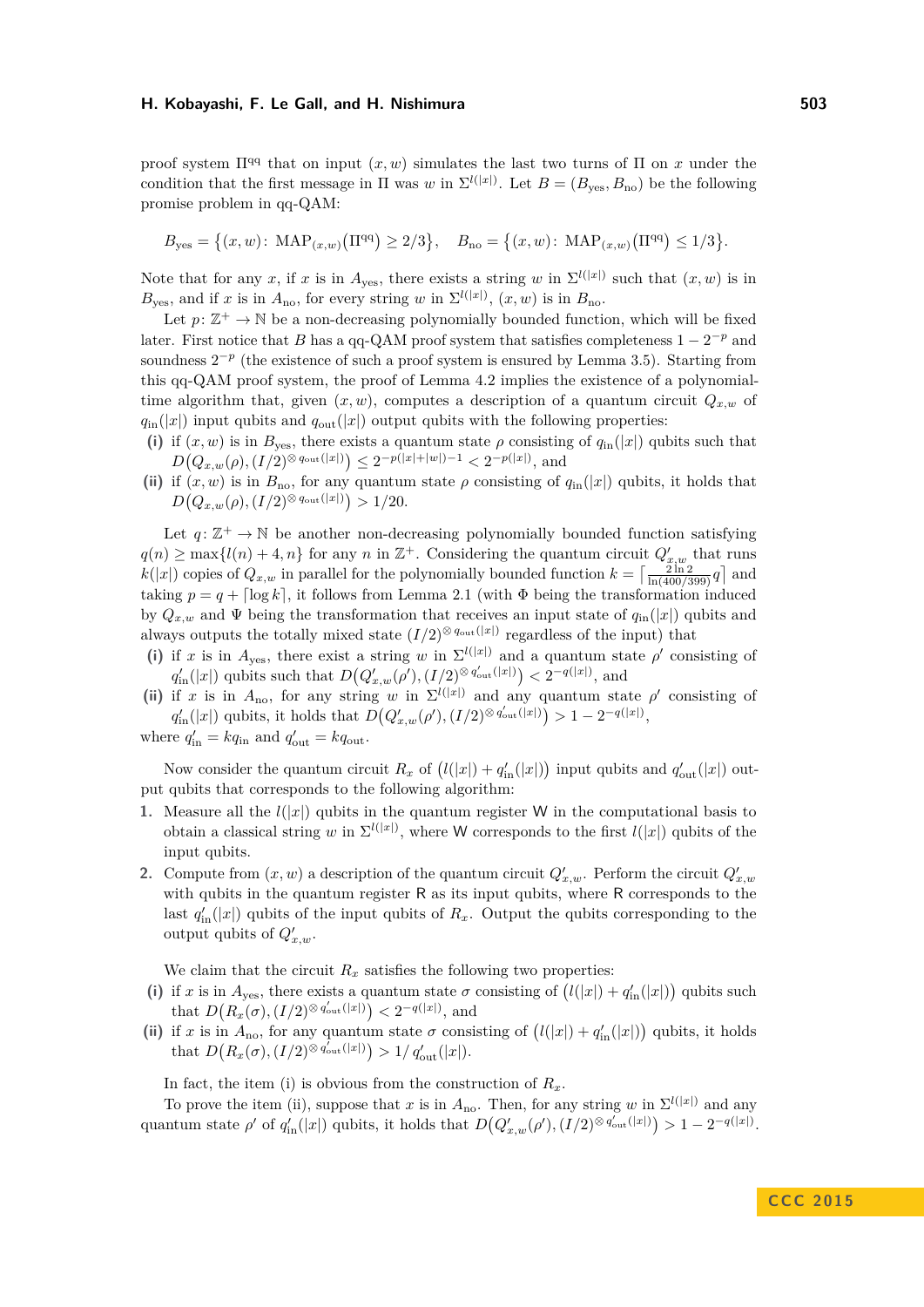proof system $\Pi^{\mathrm{qq}}$ that on input $(x, w)$ simulates the last two turns of $\Pi$ on $x$ under the condition that the first message in $\Pi$ was $w$ in $\Sigma^{l(|x|)}$. Let $B = (B_{\mathrm{yes}}, B_{\mathrm{no}})$ be the following promise problem in qq-QAM:

$$B_{\mathrm{yes}} = \{(x, w)\colon \mathrm{MAP}_{(x,w)}(\Pi^{\mathrm{qq}}) \geq 2/3\}, \quad B_{\mathrm{no}} = \{(x, w)\colon \mathrm{MAP}_{(x,w)}(\Pi^{\mathrm{qq}}) \leq 1/3\}.$$

Note that for any $x$, if $x$ is in $A_{\mathrm{yes}}$, there exists a string $w$ in $\Sigma^{l(|x|)}$ such that $(x, w)$ is in $B_{\mathrm{yes}}$, and if $x$ is in $A_{\mathrm{no}}$, for every string $w$ in $\Sigma^{l(|x|)}$, $(x, w)$ is in $B_{\mathrm{no}}$.

Let $p\colon \mathbb{Z}^+ \to \mathbb{N}$ be a non-decreasing polynomially bounded function, which will be fixed later. First notice that $B$ has a qq-QAM proof system that satisfies completeness $1 - 2^{-p}$ and soundness $2^{-p}$ (the existence of such a proof system is ensured by Lemma 3.5). Starting from this qq-QAM proof system, the proof of Lemma 4.2 implies the existence of a polynomial-time algorithm that, given $(x, w)$, computes a description of a quantum circuit $Q_{x,w}$ of $q_{\mathrm{in}}(|x|)$ input qubits and $q_{\mathrm{out}}(|x|)$ output qubits with the following properties:

**(i)** if $(x, w)$ is in $B_{\mathrm{yes}}$, there exists a quantum state $\rho$ consisting of $q_{\mathrm{in}}(|x|)$ qubits such that $D\big(Q_{x,w}(\rho), (I/2)^{\otimes q_{\mathrm{out}}(|x|)}\big) \leq 2^{-p(|x|+|w|)-1} < 2^{-p(|x|)}$, and

**(ii)** if $(x, w)$ is in $B_{\mathrm{no}}$, for any quantum state $\rho$ consisting of $q_{\mathrm{in}}(|x|)$ qubits, it holds that $D\big(Q_{x,w}(\rho), (I/2)^{\otimes q_{\mathrm{out}}(|x|)}\big) > 1/20$.

Let $q\colon \mathbb{Z}^+ \to \mathbb{N}$ be another non-decreasing polynomially bounded function satisfying $q(n) \geq \max\{l(n) + 4, n\}$ for any $n$ in $\mathbb{Z}^+$. Considering the quantum circuit $Q'_{x,w}$ that runs $k(|x|)$ copies of $Q_{x,w}$ in parallel for the polynomially bounded function $k = \big\lceil \frac{2 \ln 2}{\ln(400/399)} q \big\rceil$ and taking $p = q + \lceil \log k \rceil$, it follows from Lemma 2.1 (with $\Phi$ being the transformation induced by $Q_{x,w}$ and $\Psi$ being the transformation that receives an input state of $q_{\mathrm{in}}(|x|)$ qubits and always outputs the totally mixed state $(I/2)^{\otimes q_{\mathrm{out}}(|x|)}$ regardless of the input) that

**(i)** if $x$ is in $A_{\mathrm{yes}}$, there exist a string $w$ in $\Sigma^{l(|x|)}$ and a quantum state $\rho'$ consisting of $q'_{\mathrm{in}}(|x|)$ qubits such that $D\big(Q'_{x,w}(\rho'), (I/2)^{\otimes q'_{\mathrm{out}}(|x|)}\big) < 2^{-q(|x|)}$, and

**(ii)** if $x$ is in $A_{\mathrm{no}}$, for any string $w$ in $\Sigma^{l(|x|)}$ and any quantum state $\rho'$ consisting of $q'_{\mathrm{in}}(|x|)$ qubits, it holds that $D\big(Q'_{x,w}(\rho'), (I/2)^{\otimes q'_{\mathrm{out}}(|x|)}\big) > 1 - 2^{-q(|x|)}$,

where $q'_{\mathrm{in}} = kq_{\mathrm{in}}$ and $q'_{\mathrm{out}} = kq_{\mathrm{out}}$.

Now consider the quantum circuit $R_x$ of $\big(l(|x|) + q'_{\mathrm{in}}(|x|)\big)$ input qubits and $q'_{\mathrm{out}}(|x|)$ output qubits that corresponds to the following algorithm:

1. Measure all the $l(|x|)$ qubits in the quantum register W in the computational basis to obtain a classical string $w$ in $\Sigma^{l(|x|)}$, where W corresponds to the first $l(|x|)$ qubits of the input qubits.
2. Compute from $(x, w)$ a description of the quantum circuit $Q'_{x,w}$. Perform the circuit $Q'_{x,w}$ with qubits in the quantum register R as its input qubits, where R corresponds to the last $q'_{\mathrm{in}}(|x|)$ qubits of the input qubits of $R_x$. Output the qubits corresponding to the output qubits of $Q'_{x,w}$.

We claim that the circuit $R_x$ satisfies the following two properties:

**(i)** if $x$ is in $A_{\mathrm{yes}}$, there exists a quantum state $\sigma$ consisting of $\big(l(|x|) + q'_{\mathrm{in}}(|x|)\big)$ qubits such that $D\big(R_x(\sigma), (I/2)^{\otimes q'_{\mathrm{out}}(|x|)}\big) < 2^{-q(|x|)}$, and

**(ii)** if $x$ is in $A_{\mathrm{no}}$, for any quantum state $\sigma$ consisting of $\big(l(|x|) + q'_{\mathrm{in}}(|x|)\big)$ qubits, it holds that $D\big(R_x(\sigma), (I/2)^{\otimes q'_{\mathrm{out}}(|x|)}\big) > 1/\, q'_{\mathrm{out}}(|x|)$.

In fact, the item (i) is obvious from the construction of $R_x$.

To prove the item (ii), suppose that $x$ is in $A_{\mathrm{no}}$. Then, for any string $w$ in $\Sigma^{l(|x|)}$ and any quantum state $\rho'$ of $q'_{\mathrm{in}}(|x|)$ qubits, it holds that $D\big(Q'_{x,w}(\rho'), (I/2)^{\otimes q'_{\mathrm{out}}(|x|)}\big) > 1 - 2^{-q(|x|)}$.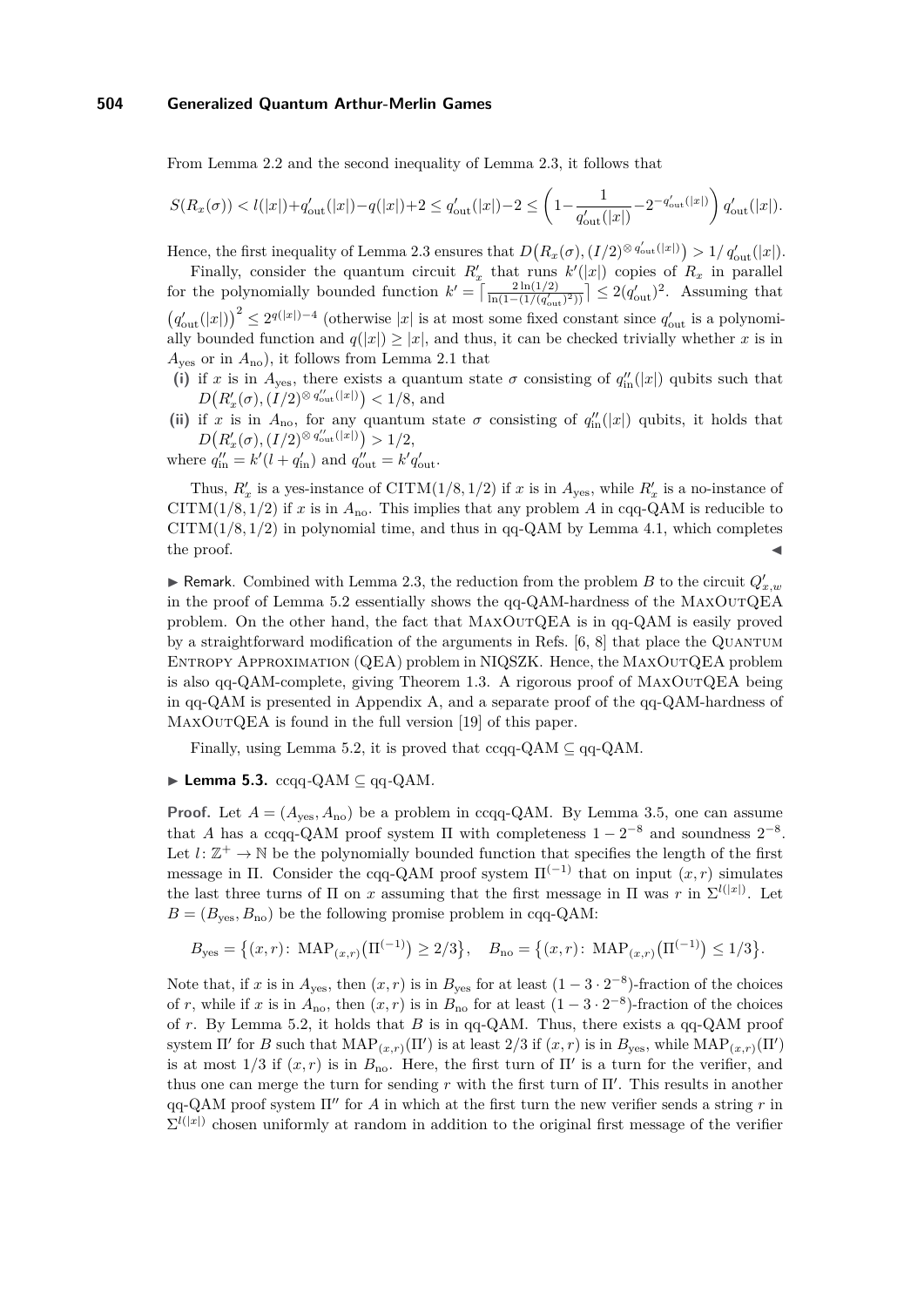From Lemma 2.2 and the second inequality of Lemma 2.3, it follows that

$$S(R_x(\sigma)) < l(|x|)+q'_{\mathrm{out}}(|x|)-q(|x|)+2 \leq q'_{\mathrm{out}}(|x|)-2 \leq \left(1-\frac{1}{q'_{\mathrm{out}}(|x|)}-2^{-q'_{\mathrm{out}}(|x|)}\right) q'_{\mathrm{out}}(|x|).$$

Hence, the first inequality of Lemma 2.3 ensures that $D\big(R_x(\sigma),(I/2)^{\otimes q'_{\mathrm{out}}(|x|)}\big) > 1/\,q'_{\mathrm{out}}(|x|)$.

Finally, consider the quantum circuit $R'_x$ that runs $k'(|x|)$ copies of $R_x$ in parallel for the polynomially bounded function $k' = \left\lceil \frac{2\ln(1/2)}{\ln(1-(1/(q'_{\mathrm{out}})^2))}\right\rceil \leq 2(q'_{\mathrm{out}})^2$. Assuming that $\big(q'_{\mathrm{out}}(|x|)\big)^2 \leq 2^{q(|x|)-4}$ (otherwise $|x|$ is at most some fixed constant since $q'_{\mathrm{out}}$ is a polynomially bounded function and $q(|x|) \geq |x|$, and thus, it can be checked trivially whether $x$ is in $A_{\mathrm{yes}}$ or in $A_{\mathrm{no}}$), it follows from Lemma 2.1 that

**(i)** if $x$ is in $A_{\mathrm{yes}}$, there exists a quantum state $\sigma$ consisting of $q''_{\mathrm{in}}(|x|)$ qubits such that $D\big(R'_x(\sigma),(I/2)^{\otimes q''_{\mathrm{out}}(|x|)}\big) < 1/8$, and

**(ii)** if $x$ is in $A_{\mathrm{no}}$, for any quantum state $\sigma$ consisting of $q''_{\mathrm{in}}(|x|)$ qubits, it holds that $D\big(R'_x(\sigma),(I/2)^{\otimes q''_{\mathrm{out}}(|x|)}\big) > 1/2$,

where $q''_{\mathrm{in}} = k'(l+q'_{\mathrm{in}})$ and $q''_{\mathrm{out}} = k'q'_{\mathrm{out}}$.

Thus, $R'_x$ is a yes-instance of $\mathrm{CITM}(1/8,1/2)$ if $x$ is in $A_{\mathrm{yes}}$, while $R'_x$ is a no-instance of $\mathrm{CITM}(1/8,1/2)$ if $x$ is in $A_{\mathrm{no}}$. This implies that any problem $A$ in cqq-QAM is reducible to $\mathrm{CITM}(1/8,1/2)$ in polynomial time, and thus in qq-QAM by Lemma 4.1, which completes the proof. ◀

▶ **Remark.** Combined with Lemma 2.3, the reduction from the problem $B$ to the circuit $Q'_{x,w}$ in the proof of Lemma 5.2 essentially shows the qq-QAM-hardness of the MaxOutQEA problem. On the other hand, the fact that MaxOutQEA is in qq-QAM is easily proved by a straightforward modification of the arguments in Refs. [6, 8] that place the Quantum Entropy Approximation (QEA) problem in NIQSZK. Hence, the MaxOutQEA problem is also qq-QAM-complete, giving Theorem 1.3. A rigorous proof of MaxOutQEA being in qq-QAM is presented in Appendix A, and a separate proof of the qq-QAM-hardness of MaxOutQEA is found in the full version [19] of this paper.

Finally, using Lemma 5.2, it is proved that ccqq-QAM ⊆ qq-QAM.

▶ **Lemma 5.3.** ccqq-QAM ⊆ qq-QAM.

**Proof.** Let $A = (A_{\mathrm{yes}}, A_{\mathrm{no}})$ be a problem in ccqq-QAM. By Lemma 3.5, one can assume that $A$ has a ccqq-QAM proof system $\Pi$ with completeness $1-2^{-8}$ and soundness $2^{-8}$. Let $l\colon \mathbb{Z}^+ \to \mathbb{N}$ be the polynomially bounded function that specifies the length of the first message in $\Pi$. Consider the cqq-QAM proof system $\Pi^{(-1)}$ that on input $(x,r)$ simulates the last three turns of $\Pi$ on $x$ assuming that the first message in $\Pi$ was $r$ in $\Sigma^{l(|x|)}$. Let $B = (B_{\mathrm{yes}}, B_{\mathrm{no}})$ be the following promise problem in cqq-QAM:

$$B_{\mathrm{yes}} = \big\{(x,r)\colon\ \mathrm{MAP}_{(x,r)}\big(\Pi^{(-1)}\big) \geq 2/3\big\}, \quad B_{\mathrm{no}} = \big\{(x,r)\colon\ \mathrm{MAP}_{(x,r)}\big(\Pi^{(-1)}\big) \leq 1/3\big\}.$$

Note that, if $x$ is in $A_{\mathrm{yes}}$, then $(x,r)$ is in $B_{\mathrm{yes}}$ for at least $(1-3\cdot 2^{-8})$-fraction of the choices of $r$, while if $x$ is in $A_{\mathrm{no}}$, then $(x,r)$ is in $B_{\mathrm{no}}$ for at least $(1-3\cdot 2^{-8})$-fraction of the choices of $r$. By Lemma 5.2, it holds that $B$ is in qq-QAM. Thus, there exists a qq-QAM proof system $\Pi'$ for $B$ such that $\mathrm{MAP}_{(x,r)}(\Pi')$ is at least $2/3$ if $(x,r)$ is in $B_{\mathrm{yes}}$, while $\mathrm{MAP}_{(x,r)}(\Pi')$ is at most $1/3$ if $(x,r)$ is in $B_{\mathrm{no}}$. Here, the first turn of $\Pi'$ is a turn for the verifier, and thus one can merge the turn for sending $r$ with the first turn of $\Pi'$. This results in another qq-QAM proof system $\Pi''$ for $A$ in which at the first turn the new verifier sends a string $r$ in $\Sigma^{l(|x|)}$ chosen uniformly at random in addition to the original first message of the verifier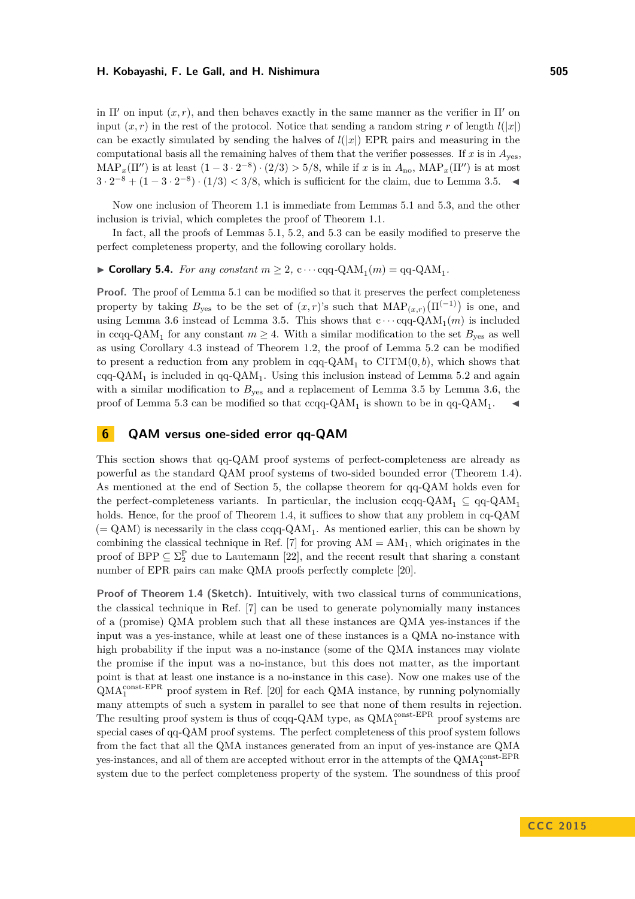in $\Pi'$ on input $(x, r)$, and then behaves exactly in the same manner as the verifier in $\Pi'$ on input $(x, r)$ in the rest of the protocol. Notice that sending a random string $r$ of length $l(|x|)$ can be exactly simulated by sending the halves of $l(|x|)$ EPR pairs and measuring in the computational basis all the remaining halves of them that the verifier possesses. If $x$ is in $A_{\text{yes}}$, $\text{MAP}_x(\Pi'')$ is at least $(1 - 3 \cdot 2^{-8}) \cdot (2/3) > 5/8$, while if $x$ is in $A_{\text{no}}$, $\text{MAP}_x(\Pi'')$ is at most $3 \cdot 2^{-8} + (1 - 3 \cdot 2^{-8}) \cdot (1/3) < 3/8$, which is sufficient for the claim, due to Lemma 3.5. ◀

Now one inclusion of Theorem 1.1 is immediate from Lemmas 5.1 and 5.3, and the other inclusion is trivial, which completes the proof of Theorem 1.1.

In fact, all the proofs of Lemmas 5.1, 5.2, and 5.3 can be easily modified to preserve the perfect completeness property, and the following corollary holds.

▶ **Corollary 5.4.** *For any constant $m \geq 2$, $\text{c} \cdots \text{cqq-QAM}_1(m) = \text{qq-QAM}_1$.*

**Proof.** The proof of Lemma 5.1 can be modified so that it preserves the perfect completeness property by taking $B_{\text{yes}}$ to be the set of $(x, r)$'s such that $\text{MAP}_{(x,r)}\big(\Pi^{(-1)}\big)$ is one, and using Lemma 3.6 instead of Lemma 3.5. This shows that $\text{c} \cdots \text{cqq-QAM}_1(m)$ is included in $\text{ccqq-QAM}_1$ for any constant $m \geq 4$. With a similar modification to the set $B_{\text{yes}}$ as well as using Corollary 4.3 instead of Theorem 1.2, the proof of Lemma 5.2 can be modified to present a reduction from any problem in $\text{cqq-QAM}_1$ to $\text{CITM}(0, b)$, which shows that $\text{cqq-QAM}_1$ is included in $\text{qq-QAM}_1$. Using this inclusion instead of Lemma 5.2 and again with a similar modification to $B_{\text{yes}}$ and a replacement of Lemma 3.5 by Lemma 3.6, the proof of Lemma 5.3 can be modified so that $\text{ccqq-QAM}_1$ is shown to be in $\text{qq-QAM}_1$. ◀

## 6 QAM versus one-sided error qq-QAM

This section shows that qq-QAM proof systems of perfect-completeness are already as powerful as the standard QAM proof systems of two-sided bounded error (Theorem 1.4). As mentioned at the end of Section 5, the collapse theorem for qq-QAM holds even for the perfect-completeness variants. In particular, the inclusion $\text{ccqq-QAM}_1 \subseteq \text{qq-QAM}_1$ holds. Hence, for the proof of Theorem 1.4, it suffices to show that any problem in cq-QAM ($=$ QAM) is necessarily in the class $\text{ccqq-QAM}_1$. As mentioned earlier, this can be shown by combining the classical technique in Ref. [7] for proving $\text{AM} = \text{AM}_1$, which originates in the proof of $\text{BPP} \subseteq \Sigma_2^{\text{P}}$ due to Lautemann [22], and the recent result that sharing a constant number of EPR pairs can make QMA proofs perfectly complete [20].

**Proof of Theorem 1.4 (Sketch).** Intuitively, with two classical turns of communications, the classical technique in Ref. [7] can be used to generate polynomially many instances of a (promise) QMA problem such that all these instances are QMA yes-instances if the input was a yes-instance, while at least one of these instances is a QMA no-instance with high probability if the input was a no-instance (some of the QMA instances may violate the promise if the input was a no-instance, but this does not matter, as the important point is that at least one instance is a no-instance in this case). Now one makes use of the $\text{QMA}_1^{\text{const-EPR}}$ proof system in Ref. [20] for each QMA instance, by running polynomially many attempts of such a system in parallel to see that none of them results in rejection. The resulting proof system is thus of ccqq-QAM type, as $\text{QMA}_1^{\text{const-EPR}}$ proof systems are special cases of qq-QAM proof systems. The perfect completeness of this proof system follows from the fact that all the QMA instances generated from an input of yes-instance are QMA yes-instances, and all of them are accepted without error in the attempts of the $\text{QMA}_1^{\text{const-EPR}}$ system due to the perfect completeness property of the system. The soundness of this proof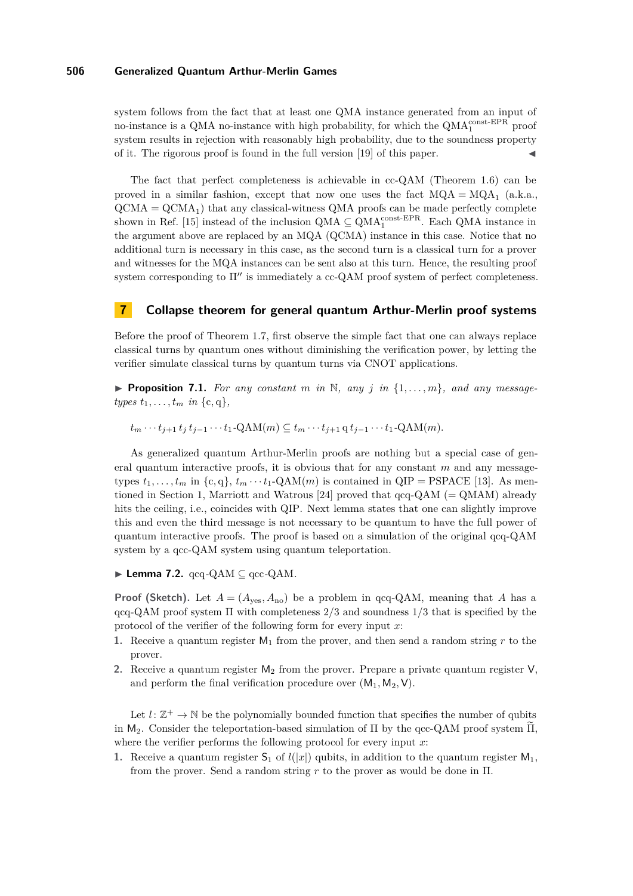system follows from the fact that at least one QMA instance generated from an input of no-instance is a QMA no-instance with high probability, for which the $\mathrm{QMA}_1^{\text{const-EPR}}$ proof system results in rejection with reasonably high probability, due to the soundness property of it. The rigorous proof is found in the full version [19] of this paper. ◀

The fact that perfect completeness is achievable in cc-QAM (Theorem 1.6) can be proved in a similar fashion, except that now one uses the fact $\mathrm{MQA} = \mathrm{MQA}_1$ (a.k.a., $\mathrm{QCMA} = \mathrm{QCMA}_1$) that any classical-witness QMA proofs can be made perfectly complete shown in Ref. [15] instead of the inclusion $\mathrm{QMA} \subseteq \mathrm{QMA}_1^{\text{const-EPR}}$. Each QMA instance in the argument above are replaced by an MQA (QCMA) instance in this case. Notice that no additional turn is necessary in this case, as the second turn is a classical turn for a prover and witnesses for the MQA instances can be sent also at this turn. Hence, the resulting proof system corresponding to $\Pi''$ is immediately a cc-QAM proof system of perfect completeness.

## 7 Collapse theorem for general quantum Arthur-Merlin proof systems

Before the proof of Theorem 1.7, first observe the simple fact that one can always replace classical turns by quantum ones without diminishing the verification power, by letting the verifier simulate classical turns by quantum turns via CNOT applications.

▶ **Proposition 7.1.** *For any constant $m$ in $\mathbb{N}$, any $j$ in $\{1, \ldots, m\}$, and any message-types $t_1, \ldots, t_m$ in $\{\mathrm{c}, \mathrm{q}\}$,*

$$t_m \cdots t_{j+1}\, t_j\, t_{j-1} \cdots t_1\text{-QAM}(m) \subseteq t_m \cdots t_{j+1}\, \mathrm{q}\, t_{j-1} \cdots t_1\text{-QAM}(m).$$

As generalized quantum Arthur-Merlin proofs are nothing but a special case of general quantum interactive proofs, it is obvious that for any constant $m$ and any message-types $t_1, \ldots, t_m$ in $\{\mathrm{c}, \mathrm{q}\}$, $t_m \cdots t_1\text{-QAM}(m)$ is contained in QIP = PSPACE [13]. As mentioned in Section 1, Marriott and Watrous [24] proved that qcq-QAM (= QMAM) already hits the ceiling, i.e., coincides with QIP. Next lemma states that one can slightly improve this and even the third message is not necessary to be quantum to have the full power of quantum interactive proofs. The proof is based on a simulation of the original qcq-QAM system by a qcc-QAM system using quantum teleportation.

▶ **Lemma 7.2.** qcq-QAM $\subseteq$ qcc-QAM.

**Proof (Sketch).** Let $A = (A_{\text{yes}}, A_{\text{no}})$ be a problem in qcq-QAM, meaning that $A$ has a qcq-QAM proof system $\Pi$ with completeness $2/3$ and soundness $1/3$ that is specified by the protocol of the verifier of the following form for every input $x$:

1. Receive a quantum register $\mathsf{M}_1$ from the prover, and then send a random string $r$ to the prover.
2. Receive a quantum register $\mathsf{M}_2$ from the prover. Prepare a private quantum register $\mathsf{V}$, and perform the final verification procedure over $(\mathsf{M}_1, \mathsf{M}_2, \mathsf{V})$.

Let $l \colon \mathbb{Z}^+ \to \mathbb{N}$ be the polynomially bounded function that specifies the number of qubits in $\mathsf{M}_2$. Consider the teleportation-based simulation of $\Pi$ by the qcc-QAM proof system $\widetilde{\Pi}$, where the verifier performs the following protocol for every input $x$:

1. Receive a quantum register $\mathsf{S}_1$ of $l(|x|)$ qubits, in addition to the quantum register $\mathsf{M}_1$, from the prover. Send a random string $r$ to the prover as would be done in $\Pi$.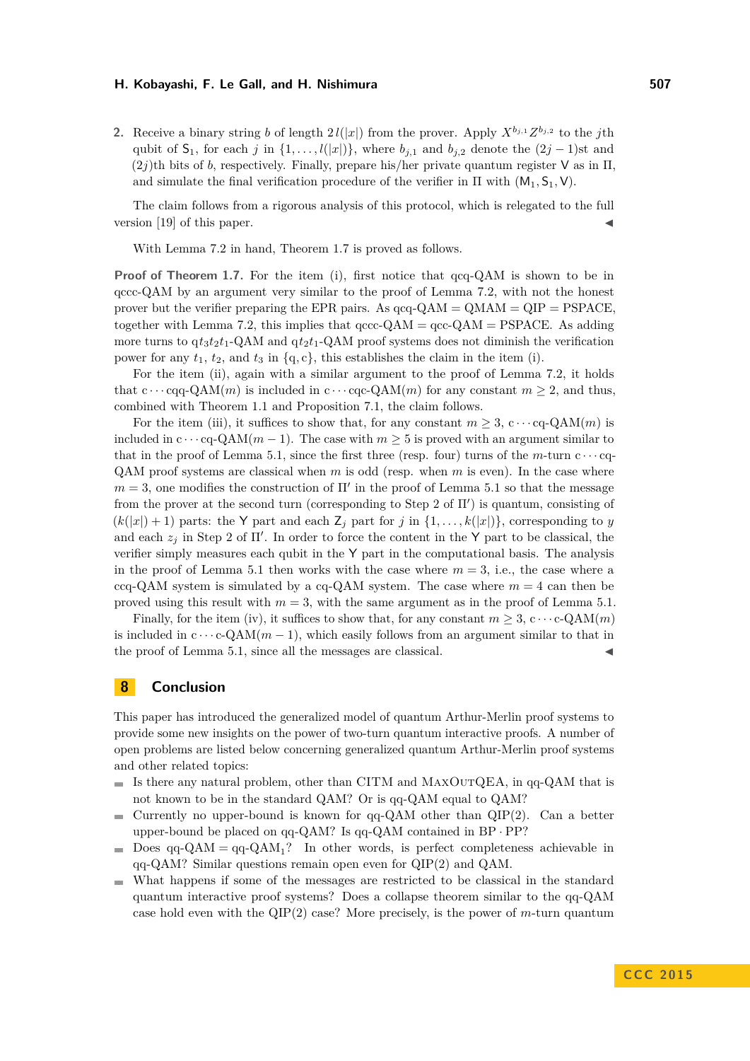2. Receive a binary string $b$ of length $2\,l(|x|)$ from the prover. Apply $X^{b_{j,1}}Z^{b_{j,2}}$ to the $j$th qubit of $\mathsf{S}_1$, for each $j$ in $\{1,\ldots,l(|x|)\}$, where $b_{j,1}$ and $b_{j,2}$ denote the $(2j-1)$st and $(2j)$th bits of $b$, respectively. Finally, prepare his/her private quantum register $\mathsf{V}$ as in $\Pi$, and simulate the final verification procedure of the verifier in $\Pi$ with $(\mathsf{M}_1, \mathsf{S}_1, \mathsf{V})$.

The claim follows from a rigorous analysis of this protocol, which is relegated to the full version [19] of this paper. ◀

With Lemma 7.2 in hand, Theorem 1.7 is proved as follows.

**Proof of Theorem 1.7.** For the item (i), first notice that qcq-QAM is shown to be in qccc-QAM by an argument very similar to the proof of Lemma 7.2, with not the honest prover but the verifier preparing the EPR pairs. As qcq-QAM = QMAM = QIP = PSPACE, together with Lemma 7.2, this implies that qccc-QAM = qcc-QAM = PSPACE. As adding more turns to q$t_3t_2t_1$-QAM and q$t_2t_1$-QAM proof systems does not diminish the verification power for any $t_1$, $t_2$, and $t_3$ in $\{\mathrm{q}, \mathrm{c}\}$, this establishes the claim in the item (i).

For the item (ii), again with a similar argument to the proof of Lemma 7.2, it holds that c⋯cqq-QAM($m$) is included in c⋯cqc-QAM($m$) for any constant $m \geq 2$, and thus, combined with Theorem 1.1 and Proposition 7.1, the claim follows.

For the item (iii), it suffices to show that, for any constant $m \geq 3$, c⋯cq-QAM($m$) is included in c⋯cq-QAM($m-1$). The case with $m \geq 5$ is proved with an argument similar to that in the proof of Lemma 5.1, since the first three (resp. four) turns of the $m$-turn c⋯cq-QAM proof systems are classical when $m$ is odd (resp. when $m$ is even). In the case where $m = 3$, one modifies the construction of $\Pi'$ in the proof of Lemma 5.1 so that the message from the prover at the second turn (corresponding to Step 2 of $\Pi'$) is quantum, consisting of $(k(|x|)+1)$ parts: the $\mathsf{Y}$ part and each $\mathsf{Z}_j$ part for $j$ in $\{1,\ldots,k(|x|)\}$, corresponding to $y$ and each $z_j$ in Step 2 of $\Pi'$. In order to force the content in the $\mathsf{Y}$ part to be classical, the verifier simply measures each qubit in the $\mathsf{Y}$ part in the computational basis. The analysis in the proof of Lemma 5.1 then works with the case where $m = 3$, i.e., the case where a ccq-QAM system is simulated by a cq-QAM system. The case where $m = 4$ can then be proved using this result with $m = 3$, with the same argument as in the proof of Lemma 5.1.

Finally, for the item (iv), it suffices to show that, for any constant $m \geq 3$, c⋯c-QAM($m$) is included in c⋯c-QAM($m-1$), which easily follows from an argument similar to that in the proof of Lemma 5.1, since all the messages are classical. ◀

## 8 Conclusion

This paper has introduced the generalized model of quantum Arthur-Merlin proof systems to provide some new insights on the power of two-turn quantum interactive proofs. A number of open problems are listed below concerning generalized quantum Arthur-Merlin proof systems and other related topics:

- Is there any natural problem, other than CITM and MaxOutQEA, in qq-QAM that is not known to be in the standard QAM? Or is qq-QAM equal to QAM?
- Currently no upper-bound is known for qq-QAM other than QIP(2). Can a better upper-bound be placed on qq-QAM? Is qq-QAM contained in BP · PP?
- Does qq-QAM = qq-QAM$_1$? In other words, is perfect completeness achievable in qq-QAM? Similar questions remain open even for QIP(2) and QAM.
- What happens if some of the messages are restricted to be classical in the standard quantum interactive proof systems? Does a collapse theorem similar to the qq-QAM case hold even with the QIP(2) case? More precisely, is the power of $m$-turn quantum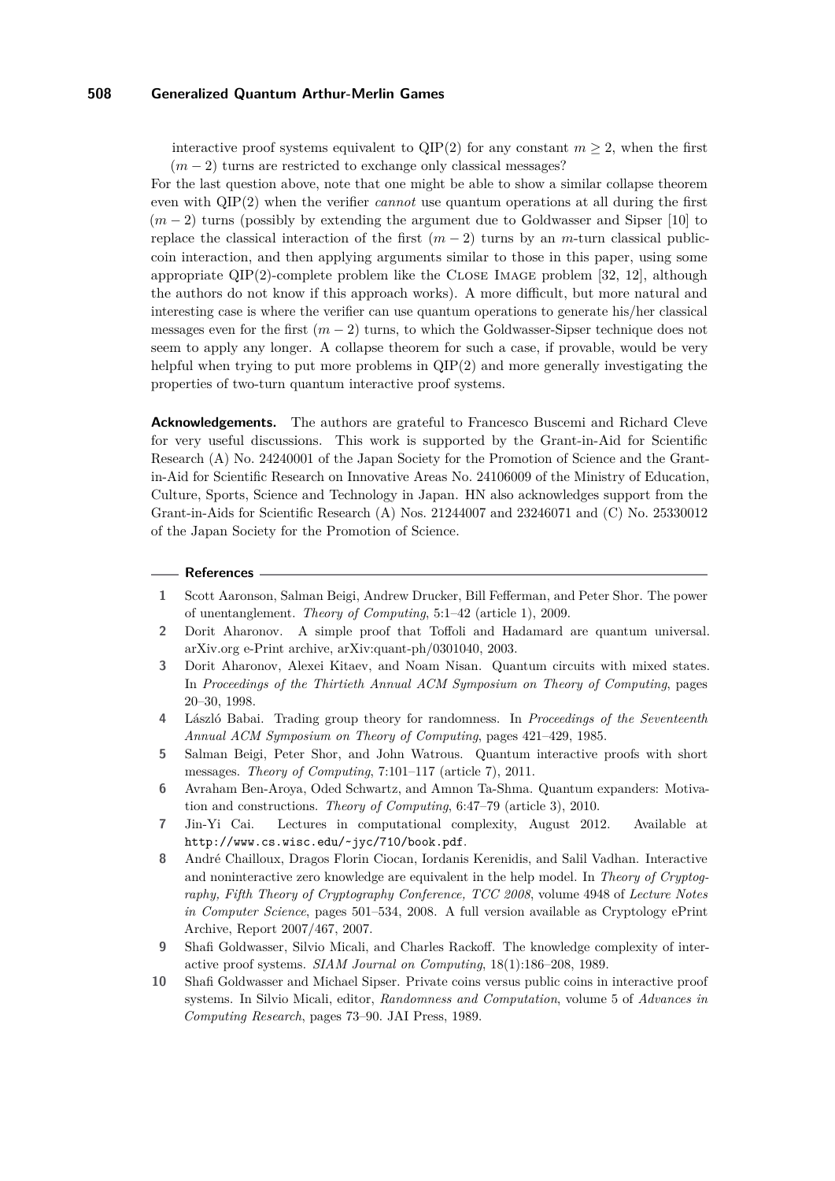interactive proof systems equivalent to QIP(2) for any constant $m \geq 2$, when the first $(m-2)$ turns are restricted to exchange only classical messages?

For the last question above, note that one might be able to show a similar collapse theorem even with QIP(2) when the verifier *cannot* use quantum operations at all during the first $(m-2)$ turns (possibly by extending the argument due to Goldwasser and Sipser [10] to replace the classical interaction of the first $(m-2)$ turns by an $m$-turn classical public-coin interaction, and then applying arguments similar to those in this paper, using some appropriate QIP(2)-complete problem like the Close Image problem [32, 12], although the authors do not know if this approach works). A more difficult, but more natural and interesting case is where the verifier can use quantum operations to generate his/her classical messages even for the first $(m-2)$ turns, to which the Goldwasser-Sipser technique does not seem to apply any longer. A collapse theorem for such a case, if provable, would be very helpful when trying to put more problems in QIP(2) and more generally investigating the properties of two-turn quantum interactive proof systems.

**Acknowledgements.** The authors are grateful to Francesco Buscemi and Richard Cleve for very useful discussions. This work is supported by the Grant-in-Aid for Scientific Research (A) No. 24240001 of the Japan Society for the Promotion of Science and the Grant-in-Aid for Scientific Research on Innovative Areas No. 24106009 of the Ministry of Education, Culture, Sports, Science and Technology in Japan. HN also acknowledges support from the Grant-in-Aids for Scientific Research (A) Nos. 21244007 and 23246071 and (C) No. 25330012 of the Japan Society for the Promotion of Science.

## References

1. Scott Aaronson, Salman Beigi, Andrew Drucker, Bill Fefferman, and Peter Shor. The power of unentanglement. *Theory of Computing*, 5:1–42 (article 1), 2009.
2. Dorit Aharonov. A simple proof that Toffoli and Hadamard are quantum universal. arXiv.org e-Print archive, arXiv:quant-ph/0301040, 2003.
3. Dorit Aharonov, Alexei Kitaev, and Noam Nisan. Quantum circuits with mixed states. In *Proceedings of the Thirtieth Annual ACM Symposium on Theory of Computing*, pages 20–30, 1998.
4. László Babai. Trading group theory for randomness. In *Proceedings of the Seventeenth Annual ACM Symposium on Theory of Computing*, pages 421–429, 1985.
5. Salman Beigi, Peter Shor, and John Watrous. Quantum interactive proofs with short messages. *Theory of Computing*, 7:101–117 (article 7), 2011.
6. Avraham Ben-Aroya, Oded Schwartz, and Amnon Ta-Shma. Quantum expanders: Motivation and constructions. *Theory of Computing*, 6:47–79 (article 3), 2010.
7. Jin-Yi Cai. Lectures in computational complexity, August 2012. Available at http://www.cs.wisc.edu/~jyc/710/book.pdf.
8. André Chailloux, Dragos Florin Ciocan, Iordanis Kerenidis, and Salil Vadhan. Interactive and noninteractive zero knowledge are equivalent in the help model. In *Theory of Cryptography, Fifth Theory of Cryptography Conference, TCC 2008*, volume 4948 of *Lecture Notes in Computer Science*, pages 501–534, 2008. A full version available as Cryptology ePrint Archive, Report 2007/467, 2007.
9. Shafi Goldwasser, Silvio Micali, and Charles Rackoff. The knowledge complexity of interactive proof systems. *SIAM Journal on Computing*, 18(1):186–208, 1989.
10. Shafi Goldwasser and Michael Sipser. Private coins versus public coins in interactive proof systems. In Silvio Micali, editor, *Randomness and Computation*, volume 5 of *Advances in Computing Research*, pages 73–90. JAI Press, 1989.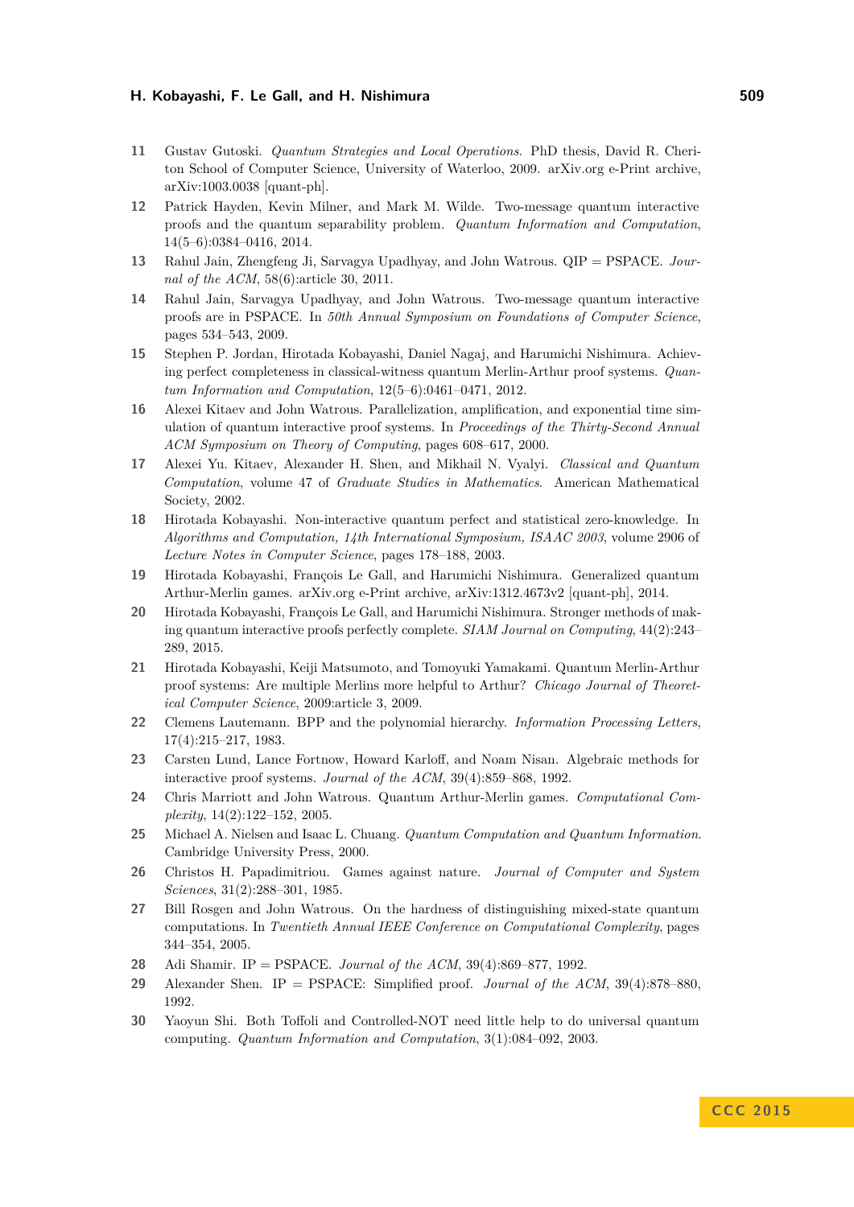11. Gustav Gutoski. *Quantum Strategies and Local Operations*. PhD thesis, David R. Cheriton School of Computer Science, University of Waterloo, 2009. arXiv.org e-Print archive, arXiv:1003.0038 [quant-ph].
12. Patrick Hayden, Kevin Milner, and Mark M. Wilde. Two-message quantum interactive proofs and the quantum separability problem. *Quantum Information and Computation*, 14(5–6):0384–0416, 2014.
13. Rahul Jain, Zhengfeng Ji, Sarvagya Upadhyay, and John Watrous. QIP = PSPACE. *Journal of the ACM*, 58(6):article 30, 2011.
14. Rahul Jain, Sarvagya Upadhyay, and John Watrous. Two-message quantum interactive proofs are in PSPACE. In *50th Annual Symposium on Foundations of Computer Science*, pages 534–543, 2009.
15. Stephen P. Jordan, Hirotada Kobayashi, Daniel Nagaj, and Harumichi Nishimura. Achieving perfect completeness in classical-witness quantum Merlin-Arthur proof systems. *Quantum Information and Computation*, 12(5–6):0461–0471, 2012.
16. Alexei Kitaev and John Watrous. Parallelization, amplification, and exponential time simulation of quantum interactive proof systems. In *Proceedings of the Thirty-Second Annual ACM Symposium on Theory of Computing*, pages 608–617, 2000.
17. Alexei Yu. Kitaev, Alexander H. Shen, and Mikhail N. Vyalyi. *Classical and Quantum Computation*, volume 47 of *Graduate Studies in Mathematics*. American Mathematical Society, 2002.
18. Hirotada Kobayashi. Non-interactive quantum perfect and statistical zero-knowledge. In *Algorithms and Computation, 14th International Symposium, ISAAC 2003*, volume 2906 of *Lecture Notes in Computer Science*, pages 178–188, 2003.
19. Hirotada Kobayashi, François Le Gall, and Harumichi Nishimura. Generalized quantum Arthur-Merlin games. arXiv.org e-Print archive, arXiv:1312.4673v2 [quant-ph], 2014.
20. Hirotada Kobayashi, François Le Gall, and Harumichi Nishimura. Stronger methods of making quantum interactive proofs perfectly complete. *SIAM Journal on Computing*, 44(2):243–289, 2015.
21. Hirotada Kobayashi, Keiji Matsumoto, and Tomoyuki Yamakami. Quantum Merlin-Arthur proof systems: Are multiple Merlins more helpful to Arthur? *Chicago Journal of Theoretical Computer Science*, 2009:article 3, 2009.
22. Clemens Lautemann. BPP and the polynomial hierarchy. *Information Processing Letters*, 17(4):215–217, 1983.
23. Carsten Lund, Lance Fortnow, Howard Karloff, and Noam Nisan. Algebraic methods for interactive proof systems. *Journal of the ACM*, 39(4):859–868, 1992.
24. Chris Marriott and John Watrous. Quantum Arthur-Merlin games. *Computational Complexity*, 14(2):122–152, 2005.
25. Michael A. Nielsen and Isaac L. Chuang. *Quantum Computation and Quantum Information*. Cambridge University Press, 2000.
26. Christos H. Papadimitriou. Games against nature. *Journal of Computer and System Sciences*, 31(2):288–301, 1985.
27. Bill Rosgen and John Watrous. On the hardness of distinguishing mixed-state quantum computations. In *Twentieth Annual IEEE Conference on Computational Complexity*, pages 344–354, 2005.
28. Adi Shamir. IP = PSPACE. *Journal of the ACM*, 39(4):869–877, 1992.
29. Alexander Shen. IP = PSPACE: Simplified proof. *Journal of the ACM*, 39(4):878–880, 1992.
30. Yaoyun Shi. Both Toffoli and Controlled-NOT need little help to do universal quantum computing. *Quantum Information and Computation*, 3(1):084–092, 2003.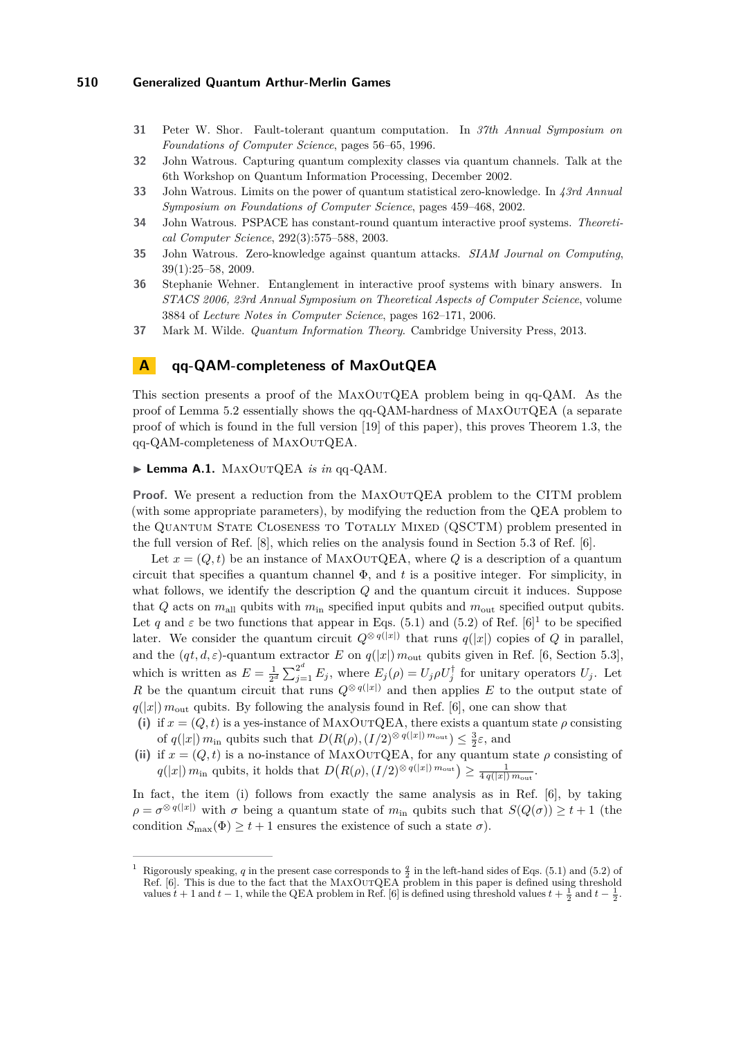31 Peter W. Shor. Fault-tolerant quantum computation. In *37th Annual Symposium on Foundations of Computer Science*, pages 56–65, 1996.

32 John Watrous. Capturing quantum complexity classes via quantum channels. Talk at the 6th Workshop on Quantum Information Processing, December 2002.

33 John Watrous. Limits on the power of quantum statistical zero-knowledge. In *43rd Annual Symposium on Foundations of Computer Science*, pages 459–468, 2002.

34 John Watrous. PSPACE has constant-round quantum interactive proof systems. *Theoretical Computer Science*, 292(3):575–588, 2003.

35 John Watrous. Zero-knowledge against quantum attacks. *SIAM Journal on Computing*, 39(1):25–58, 2009.

36 Stephanie Wehner. Entanglement in interactive proof systems with binary answers. In *STACS 2006, 23rd Annual Symposium on Theoretical Aspects of Computer Science*, volume 3884 of *Lecture Notes in Computer Science*, pages 162–171, 2006.

37 Mark M. Wilde. *Quantum Information Theory*. Cambridge University Press, 2013.

# A qq-QAM-completeness of MaxOutQEA

This section presents a proof of the MaxOutQEA problem being in qq-QAM. As the proof of Lemma 5.2 essentially shows the qq-QAM-hardness of MaxOutQEA (a separate proof of which is found in the full version [19] of this paper), this proves Theorem 1.3, the qq-QAM-completeness of MaxOutQEA.

▶ **Lemma A.1.** MaxOutQEA *is in* qq-QAM.

**Proof.** We present a reduction from the MaxOutQEA problem to the CITM problem (with some appropriate parameters), by modifying the reduction from the QEA problem to the Quantum State Closeness to Totally Mixed (QSCTM) problem presented in the full version of Ref. [8], which relies on the analysis found in Section 5.3 of Ref. [6].

Let $x = (Q, t)$ be an instance of MaxOutQEA, where $Q$ is a description of a quantum circuit that specifies a quantum channel $\Phi$, and $t$ is a positive integer. For simplicity, in what follows, we identify the description $Q$ and the quantum circuit it induces. Suppose that $Q$ acts on $m_{\mathrm{all}}$ qubits with $m_{\mathrm{in}}$ specified input qubits and $m_{\mathrm{out}}$ specified output qubits. Let $q$ and $\varepsilon$ be two functions that appear in Eqs. (5.1) and (5.2) of Ref. [6][1] to be specified later. We consider the quantum circuit $Q^{\otimes q(|x|)}$ that runs $q(|x|)$ copies of $Q$ in parallel, and the $(qt, d, \varepsilon)$-quantum extractor $E$ on $q(|x|)\, m_{\mathrm{out}}$ qubits given in Ref. [6, Section 5.3], which is written as $E = \frac{1}{2^d} \sum_{j=1}^{2^d} E_j$, where $E_j(\rho) = U_j \rho U_j^{\dagger}$ for unitary operators $U_j$. Let $R$ be the quantum circuit that runs $Q^{\otimes q(|x|)}$ and then applies $E$ to the output state of $q(|x|)\, m_{\mathrm{out}}$ qubits. By following the analysis found in Ref. [6], one can show that

**(i)** if $x = (Q, t)$ is a yes-instance of MaxOutQEA, there exists a quantum state $\rho$ consisting of $q(|x|)\, m_{\mathrm{in}}$ qubits such that $D(R(\rho), (I/2)^{\otimes q(|x|)\, m_{\mathrm{out}}}) \leq \frac{3}{2}\varepsilon$, and

**(ii)** if $x = (Q, t)$ is a no-instance of MaxOutQEA, for any quantum state $\rho$ consisting of $q(|x|)\, m_{\mathrm{in}}$ qubits, it holds that $D\big(R(\rho), (I/2)^{\otimes q(|x|)\, m_{\mathrm{out}}}\big) \geq \frac{1}{4\, q(|x|)\, m_{\mathrm{out}}}$.

In fact, the item (i) follows from exactly the same analysis as in Ref. [6], by taking $\rho = \sigma^{\otimes q(|x|)}$ with $\sigma$ being a quantum state of $m_{\mathrm{in}}$ qubits such that $S(Q(\sigma)) \geq t + 1$ (the condition $S_{\max}(\Phi) \geq t + 1$ ensures the existence of such a state $\sigma$).

---

[1] Rigorously speaking, $q$ in the present case corresponds to $\frac{q}{2}$ in the left-hand sides of Eqs. (5.1) and (5.2) of Ref. [6]. This is due to the fact that the MaxOutQEA problem in this paper is defined using threshold values $t + 1$ and $t - 1$, while the QEA problem in Ref. [6] is defined using threshold values $t + \frac{1}{2}$ and $t - \frac{1}{2}$.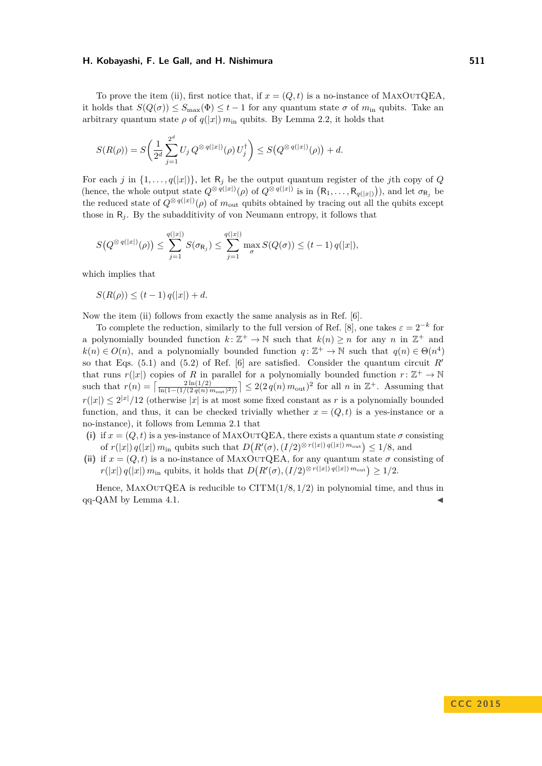To prove the item (ii), first notice that, if $x = (Q, t)$ is a no-instance of MaxOutQEA, it holds that $S(Q(\sigma)) \leq S_{\max}(\Phi) \leq t - 1$ for any quantum state $\sigma$ of $m_{\mathrm{in}}$ qubits. Take an arbitrary quantum state $\rho$ of $q(|x|)\, m_{\mathrm{in}}$ qubits. By Lemma 2.2, it holds that

$$S(R(\rho)) = S\biggl(\frac{1}{2^d} \sum_{j=1}^{2^d} U_j \, Q^{\otimes q(|x|)}(\rho) \, U_j^{\dagger}\biggr) \leq S\bigl(Q^{\otimes q(|x|)}(\rho)\bigr) + d.$$

For each $j$ in $\{1, \ldots, q(|x|)\}$, let $\mathsf{R}_j$ be the output quantum register of the $j$th copy of $Q$ (hence, the whole output state $Q^{\otimes q(|x|)}(\rho)$ of $Q^{\otimes q(|x|)}$ is in $(\mathsf{R}_1, \ldots, \mathsf{R}_{q(|x|)})$), and let $\sigma_{\mathsf{R}_j}$ be the reduced state of $Q^{\otimes q(|x|)}(\rho)$ of $m_{\mathrm{out}}$ qubits obtained by tracing out all the qubits except those in $\mathsf{R}_j$. By the subadditivity of von Neumann entropy, it follows that

$$S\bigl(Q^{\otimes q(|x|)}(\rho)\bigr) \leq \sum_{j=1}^{q(|x|)} S(\sigma_{\mathsf{R}_j}) \leq \sum_{j=1}^{q(|x|)} \max_{\sigma} S(Q(\sigma)) \leq (t-1)\, q(|x|),$$

which implies that

$$S(R(\rho)) \leq (t-1)\, q(|x|) + d.$$

Now the item (ii) follows from exactly the same analysis as in Ref. [6].

To complete the reduction, similarly to the full version of Ref. [8], one takes $\varepsilon = 2^{-k}$ for a polynomially bounded function $k \colon \mathbb{Z}^+ \to \mathbb{N}$ such that $k(n) \geq n$ for any $n$ in $\mathbb{Z}^+$ and $k(n) \in O(n)$, and a polynomially bounded function $q \colon \mathbb{Z}^+ \to \mathbb{N}$ such that $q(n) \in \Theta(n^4)$ so that Eqs. (5.1) and (5.2) of Ref. [6] are satisfied. Consider the quantum circuit $R'$ that runs $r(|x|)$ copies of $R$ in parallel for a polynomially bounded function $r \colon \mathbb{Z}^+ \to \mathbb{N}$ such that $r(n) = \bigl\lceil \frac{2 \ln(1/2)}{\ln(1 - (1/(2\, q(n)\, m_{\mathrm{out}})^2))} \bigr\rceil \leq 2(2\, q(n)\, m_{\mathrm{out}})^2$ for all $n$ in $\mathbb{Z}^+$. Assuming that $r(|x|) \leq 2^{|x|}/12$ (otherwise $|x|$ is at most some fixed constant as $r$ is a polynomially bounded function, and thus, it can be checked trivially whether $x = (Q, t)$ is a yes-instance or a no-instance), it follows from Lemma 2.1 that

**(i)** if $x = (Q, t)$ is a yes-instance of MaxOutQEA, there exists a quantum state $\sigma$ consisting of $r(|x|)\, q(|x|)\, m_{\mathrm{in}}$ qubits such that $D\bigl(R'(\sigma), (I/2)^{\otimes r(|x|)\, q(|x|)\, m_{\mathrm{out}}}\bigr) \leq 1/8$, and

**(ii)** if $x = (Q, t)$ is a no-instance of MaxOutQEA, for any quantum state $\sigma$ consisting of $r(|x|)\, q(|x|)\, m_{\mathrm{in}}$ qubits, it holds that $D\bigl(R'(\sigma), (I/2)^{\otimes r(|x|)\, q(|x|)\, m_{\mathrm{out}}}\bigr) \geq 1/2$.

Hence, MaxOutQEA is reducible to CITM$(1/8, 1/2)$ in polynomial time, and thus in qq-QAM by Lemma 4.1. ◀